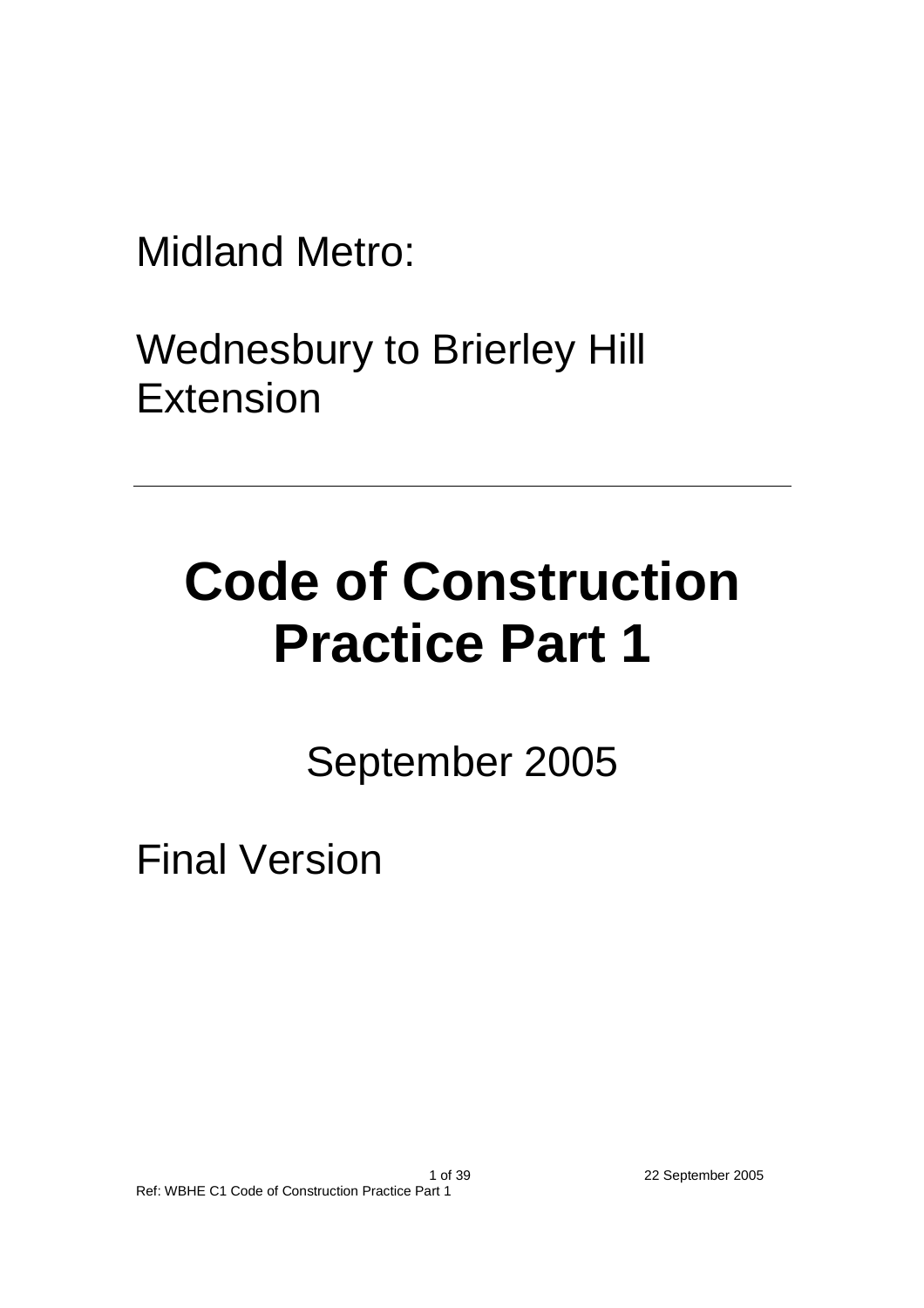Midland Metro:

Wednesbury to Brierley Hill Extension

---

# Code of Construction Practice Part 1

September 2005

Final Version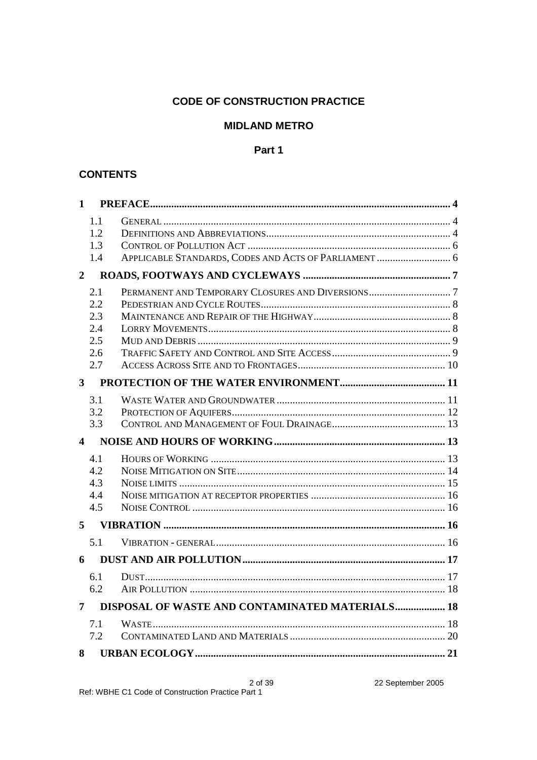**CODE OF CONSTRUCTION PRACTICE**

**MIDLAND METRO**

**Part 1**

## CONTENTS

**1 PREFACE ........ 4**

- 1.1 GENERAL ........ 4
- 1.2 DEFINITIONS AND ABBREVIATIONS ........ 4
- 1.3 CONTROL OF POLLUTION ACT ........ 6
- 1.4 APPLICABLE STANDARDS, CODES AND ACTS OF PARLIAMENT ........ 6

**2 ROADS, FOOTWAYS AND CYCLEWAYS ........ 7**

- 2.1 PERMANENT AND TEMPORARY CLOSURES AND DIVERSIONS ........ 7
- 2.2 PEDESTRIAN AND CYCLE ROUTES ........ 8
- 2.3 MAINTENANCE AND REPAIR OF THE HIGHWAY ........ 8
- 2.4 LORRY MOVEMENTS ........ 8
- 2.5 MUD AND DEBRIS ........ 9
- 2.6 TRAFFIC SAFETY AND CONTROL AND SITE ACCESS ........ 9
- 2.7 ACCESS ACROSS SITE AND TO FRONTAGES ........ 10

**3 PROTECTION OF THE WATER ENVIRONMENT ........ 11**

- 3.1 WASTE WATER AND GROUNDWATER ........ 11
- 3.2 PROTECTION OF AQUIFERS ........ 12
- 3.3 CONTROL AND MANAGEMENT OF FOUL DRAINAGE ........ 13

**4 NOISE AND HOURS OF WORKING ........ 13**

- 4.1 HOURS OF WORKING ........ 13
- 4.2 NOISE MITIGATION ON SITE ........ 14
- 4.3 NOISE LIMITS ........ 15
- 4.4 NOISE MITIGATION AT RECEPTOR PROPERTIES ........ 16
- 4.5 NOISE CONTROL ........ 16

**5 VIBRATION ........ 16**

- 5.1 VIBRATION - GENERAL ........ 16

**6 DUST AND AIR POLLUTION ........ 17**

- 6.1 DUST ........ 17
- 6.2 AIR POLLUTION ........ 18

**7 DISPOSAL OF WASTE AND CONTAMINATED MATERIALS ........ 18**

- 7.1 WASTE ........ 18
- 7.2 CONTAMINATED LAND AND MATERIALS ........ 20

**8 URBAN ECOLOGY ........ 21**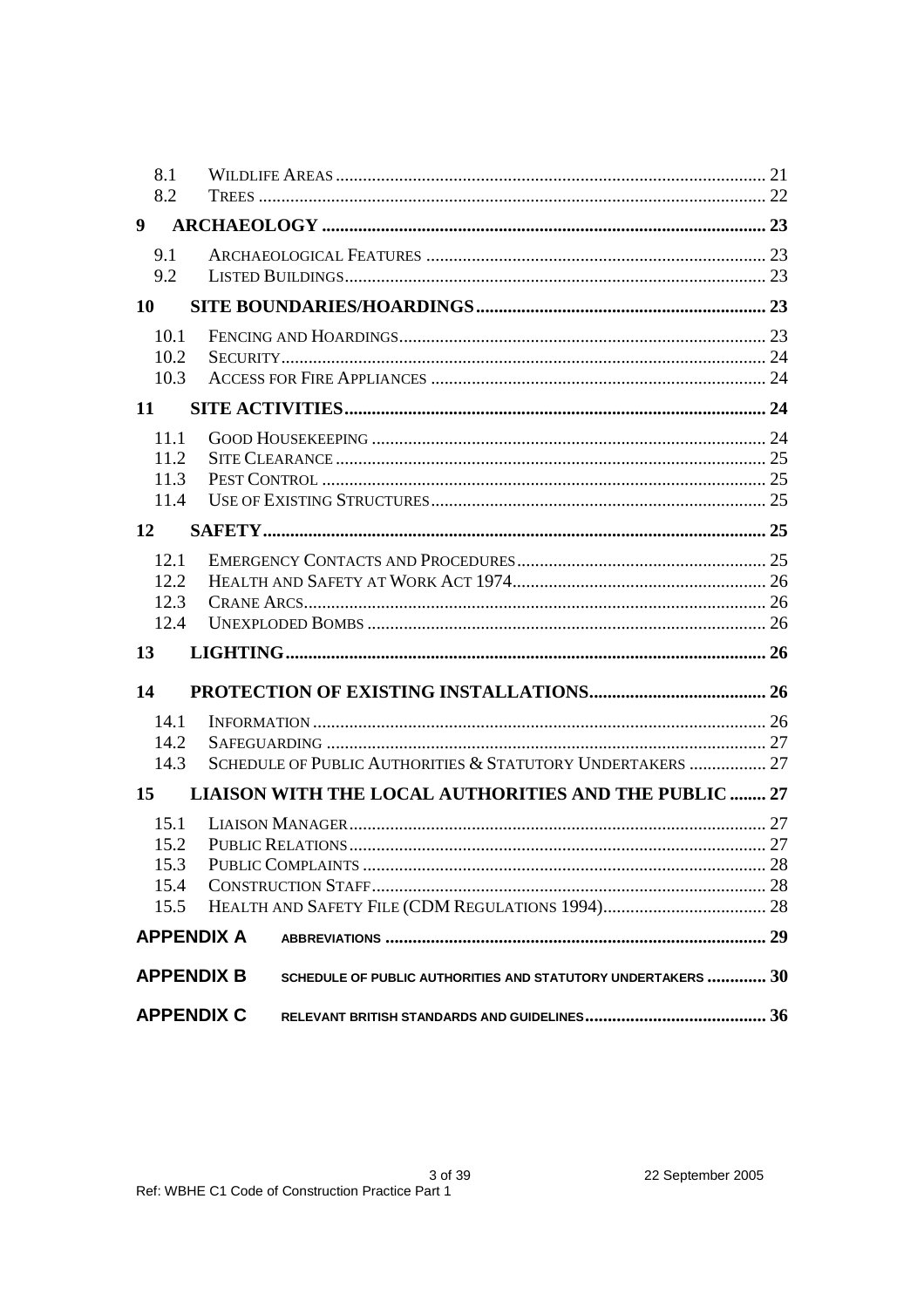8.1 Wildlife Areas ........................................................................................ 21
8.2 Trees ........................................................................................................ 22

**9 ARCHAEOLOGY .......................................................................................... 23**

9.1 Archaeological Features ........................................................................ 23
9.2 Listed Buildings ....................................................................................... 23

**10 SITE BOUNDARIES/HOARDINGS ............................................................ 23**

10.1 Fencing and Hoardings ......................................................................... 23
10.2 Security ................................................................................................... 24
10.3 Access for Fire Appliances .................................................................... 24

**11 SITE ACTIVITIES ........................................................................................ 24**

11.1 Good Housekeeping .............................................................................. 24
11.2 Site Clearance ........................................................................................ 25
11.3 Pest Control ........................................................................................... 25
11.4 Use of Existing Structures ..................................................................... 25

**12 SAFETY ........................................................................................................ 25**

12.1 Emergency Contacts and Procedures ................................................... 25
12.2 Health and Safety at Work Act 1974 .................................................... 26
12.3 Crane Arcs .............................................................................................. 26
12.4 Unexploded Bombs ................................................................................ 26

**13 LIGHTING ..................................................................................................... 26**

**14 PROTECTION OF EXISTING INSTALLATIONS ...................................... 26**

14.1 Information ............................................................................................. 26
14.2 Safeguarding .......................................................................................... 27
14.3 Schedule of Public Authorities & Statutory Undertakers ................... 27

**15 LIAISON WITH THE LOCAL AUTHORITIES AND THE PUBLIC ........ 27**

15.1 Liaison Manager ..................................................................................... 27
15.2 Public Relations ...................................................................................... 27
15.3 Public Complaints .................................................................................. 28
15.4 Construction Staff .................................................................................. 28
15.5 Health and Safety File (CDM Regulations 1994) ................................. 28

**APPENDIX A ABBREVIATIONS ................................................................................ 29**

**APPENDIX B SCHEDULE OF PUBLIC AUTHORITIES AND STATUTORY UNDERTAKERS ............. 30**

**APPENDIX C RELEVANT BRITISH STANDARDS AND GUIDELINES ........................................ 36**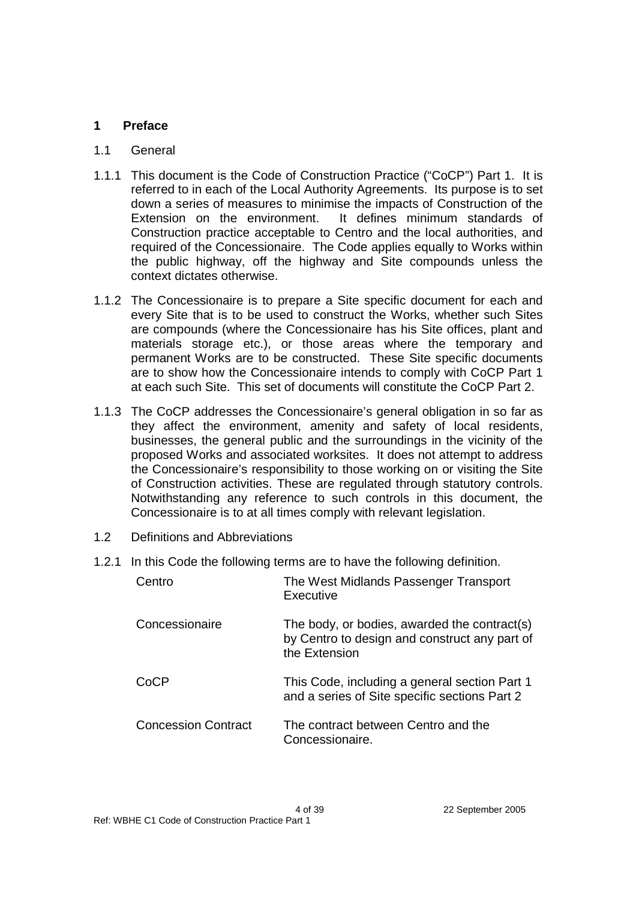# 1 Preface

## 1.1 General

1.1.1 This document is the Code of Construction Practice ("CoCP") Part 1. It is referred to in each of the Local Authority Agreements. Its purpose is to set down a series of measures to minimise the impacts of Construction of the Extension on the environment. It defines minimum standards of Construction practice acceptable to Centro and the local authorities, and required of the Concessionaire. The Code applies equally to Works within the public highway, off the highway and Site compounds unless the context dictates otherwise.

1.1.2 The Concessionaire is to prepare a Site specific document for each and every Site that is to be used to construct the Works, whether such Sites are compounds (where the Concessionaire has his Site offices, plant and materials storage etc.), or those areas where the temporary and permanent Works are to be constructed. These Site specific documents are to show how the Concessionaire intends to comply with CoCP Part 1 at each such Site. This set of documents will constitute the CoCP Part 2.

1.1.3 The CoCP addresses the Concessionaire's general obligation in so far as they affect the environment, amenity and safety of local residents, businesses, the general public and the surroundings in the vicinity of the proposed Works and associated worksites. It does not attempt to address the Concessionaire's responsibility to those working on or visiting the Site of Construction activities. These are regulated through statutory controls. Notwithstanding any reference to such controls in this document, the Concessionaire is to at all times comply with relevant legislation.

## 1.2 Definitions and Abbreviations

1.2.1 In this Code the following terms are to have the following definition.

| Term | Definition |
|---|---|
| Centro | The West Midlands Passenger Transport Executive |
| Concessionaire | The body, or bodies, awarded the contract(s) by Centro to design and construct any part of the Extension |
| CoCP | This Code, including a general section Part 1 and a series of Site specific sections Part 2 |
| Concession Contract | The contract between Centro and the Concessionaire. |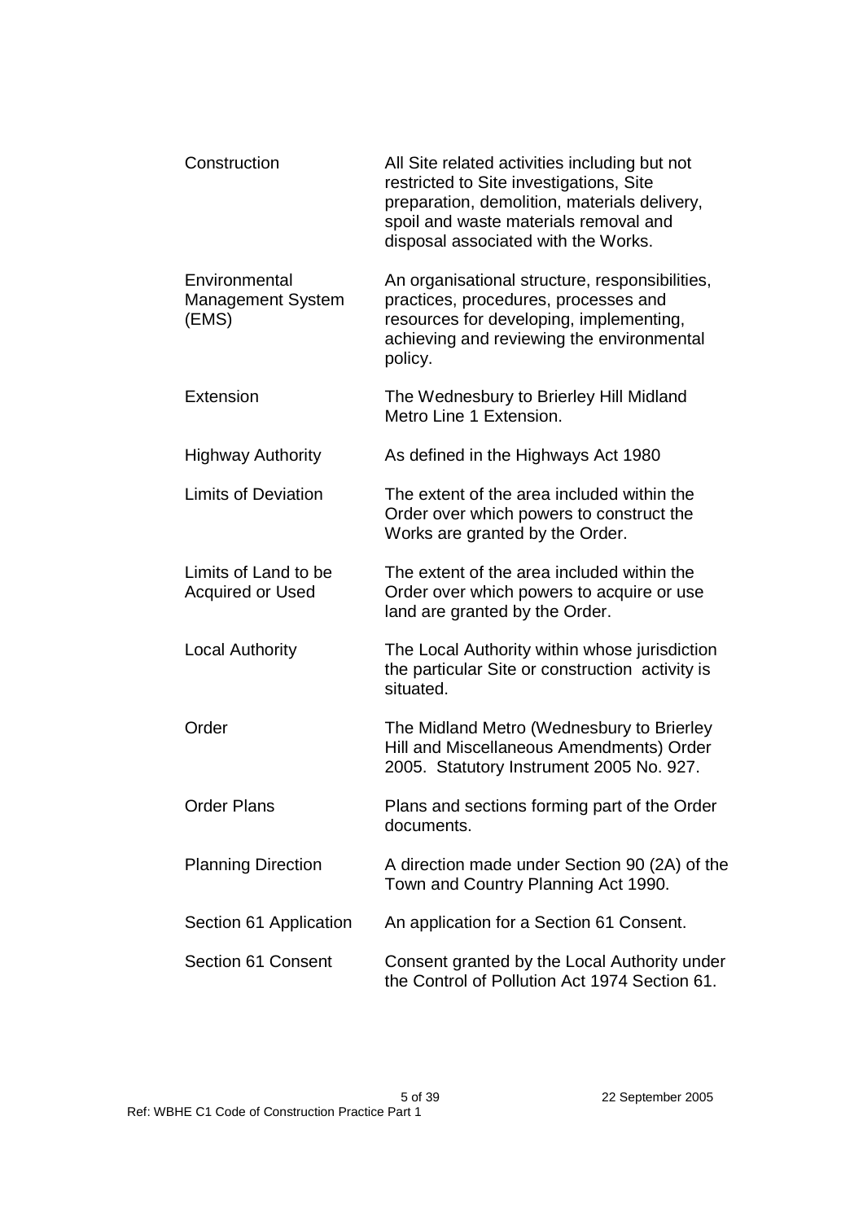| | |
|---|---|
| Construction | All Site related activities including but not restricted to Site investigations, Site preparation, demolition, materials delivery, spoil and waste materials removal and disposal associated with the Works. |
| Environmental Management System (EMS) | An organisational structure, responsibilities, practices, procedures, processes and resources for developing, implementing, achieving and reviewing the environmental policy. |
| Extension | The Wednesbury to Brierley Hill Midland Metro Line 1 Extension. |
| Highway Authority | As defined in the Highways Act 1980 |
| Limits of Deviation | The extent of the area included within the Order over which powers to construct the Works are granted by the Order. |
| Limits of Land to be Acquired or Used | The extent of the area included within the Order over which powers to acquire or use land are granted by the Order. |
| Local Authority | The Local Authority within whose jurisdiction the particular Site or construction activity is situated. |
| Order | The Midland Metro (Wednesbury to Brierley Hill and Miscellaneous Amendments) Order 2005. Statutory Instrument 2005 No. 927. |
| Order Plans | Plans and sections forming part of the Order documents. |
| Planning Direction | A direction made under Section 90 (2A) of the Town and Country Planning Act 1990. |
| Section 61 Application | An application for a Section 61 Consent. |
| Section 61 Consent | Consent granted by the Local Authority under the Control of Pollution Act 1974 Section 61. |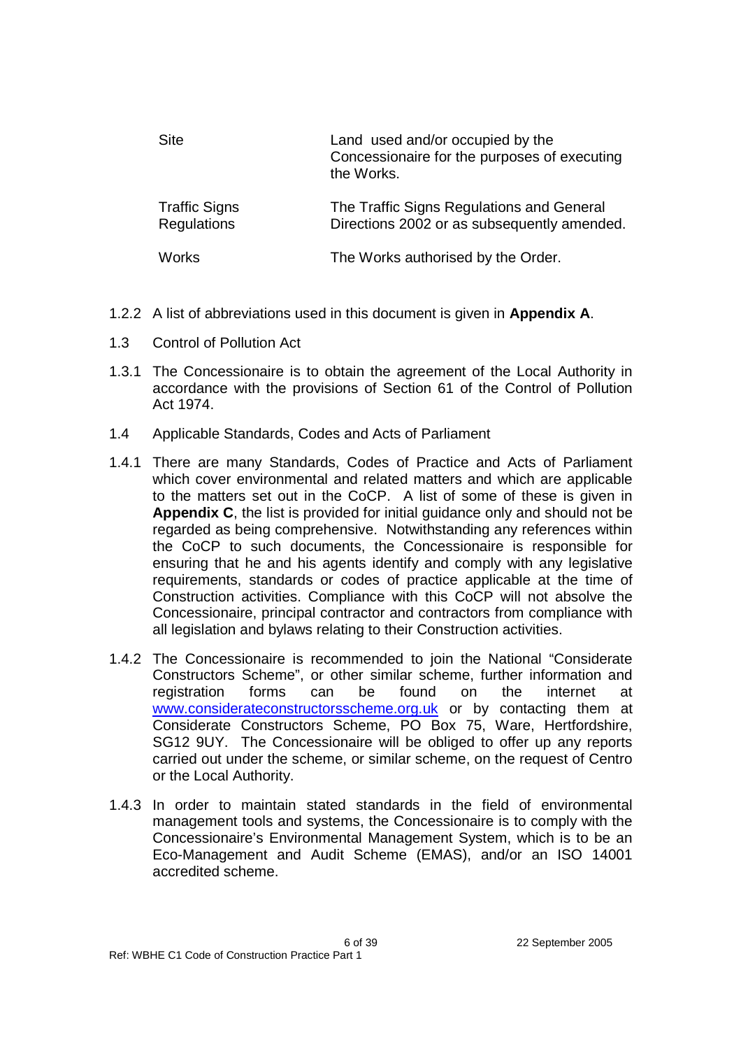| | |
|---|---|
| Site | Land used and/or occupied by the Concessionaire for the purposes of executing the Works. |
| Traffic Signs Regulations | The Traffic Signs Regulations and General Directions 2002 or as subsequently amended. |
| Works | The Works authorised by the Order. |

1.2.2 A list of abbreviations used in this document is given in **Appendix A**.

1.3 Control of Pollution Act

1.3.1 The Concessionaire is to obtain the agreement of the Local Authority in accordance with the provisions of Section 61 of the Control of Pollution Act 1974.

1.4 Applicable Standards, Codes and Acts of Parliament

1.4.1 There are many Standards, Codes of Practice and Acts of Parliament which cover environmental and related matters and which are applicable to the matters set out in the CoCP. A list of some of these is given in **Appendix C**, the list is provided for initial guidance only and should not be regarded as being comprehensive. Notwithstanding any references within the CoCP to such documents, the Concessionaire is responsible for ensuring that he and his agents identify and comply with any legislative requirements, standards or codes of practice applicable at the time of Construction activities. Compliance with this CoCP will not absolve the Concessionaire, principal contractor and contractors from compliance with all legislation and bylaws relating to their Construction activities.

1.4.2 The Concessionaire is recommended to join the National "Considerate Constructors Scheme", or other similar scheme, further information and registration forms can be found on the internet at www.considerateconstructorsscheme.org.uk or by contacting them at Considerate Constructors Scheme, PO Box 75, Ware, Hertfordshire, SG12 9UY. The Concessionaire will be obliged to offer up any reports carried out under the scheme, or similar scheme, on the request of Centro or the Local Authority.

1.4.3 In order to maintain stated standards in the field of environmental management tools and systems, the Concessionaire is to comply with the Concessionaire's Environmental Management System, which is to be an Eco-Management and Audit Scheme (EMAS), and/or an ISO 14001 accredited scheme.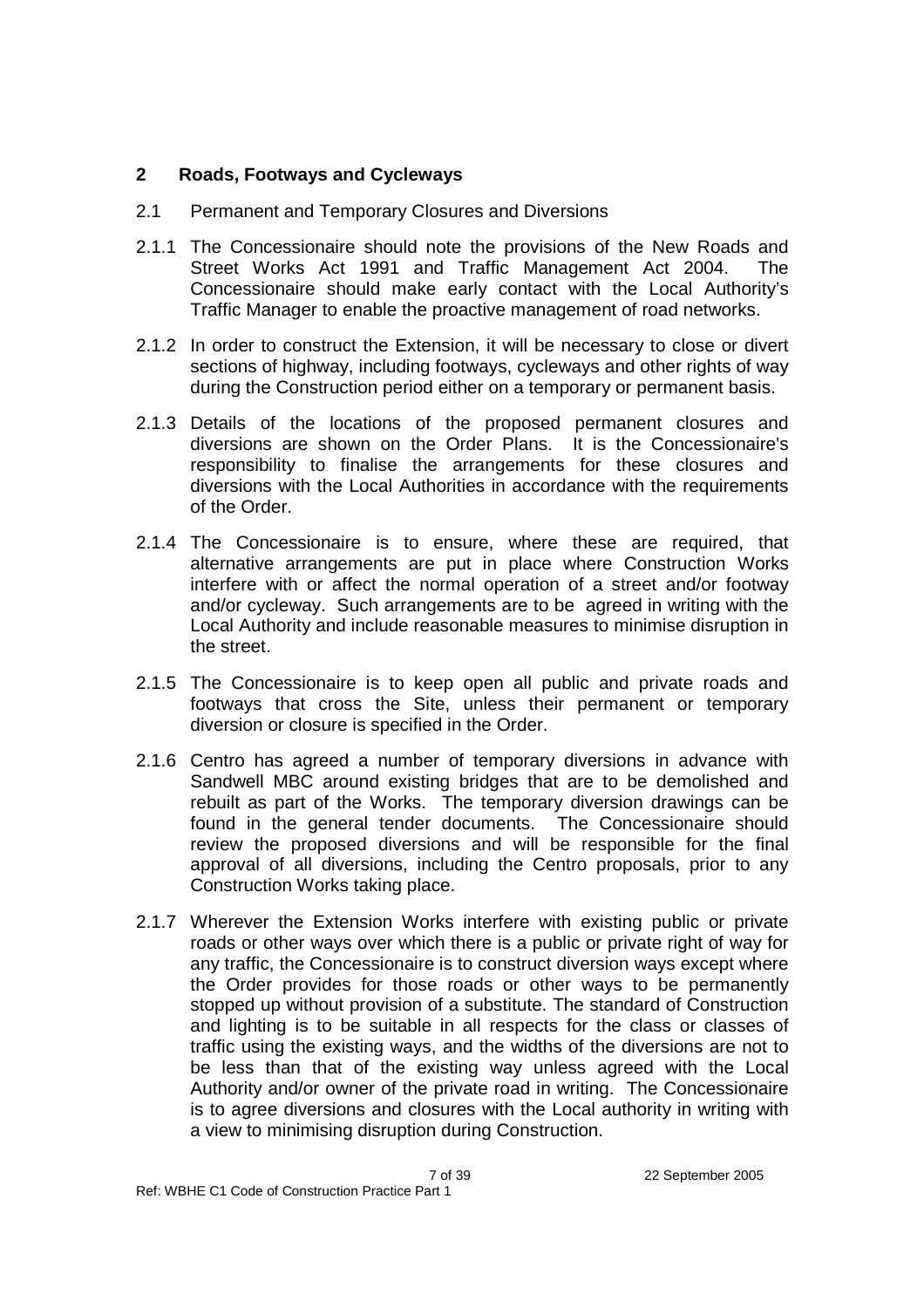## 2 Roads, Footways and Cycleways

2.1 Permanent and Temporary Closures and Diversions

2.1.1 The Concessionaire should note the provisions of the New Roads and Street Works Act 1991 and Traffic Management Act 2004. The Concessionaire should make early contact with the Local Authority's Traffic Manager to enable the proactive management of road networks.

2.1.2 In order to construct the Extension, it will be necessary to close or divert sections of highway, including footways, cycleways and other rights of way during the Construction period either on a temporary or permanent basis.

2.1.3 Details of the locations of the proposed permanent closures and diversions are shown on the Order Plans. It is the Concessionaire's responsibility to finalise the arrangements for these closures and diversions with the Local Authorities in accordance with the requirements of the Order.

2.1.4 The Concessionaire is to ensure, where these are required, that alternative arrangements are put in place where Construction Works interfere with or affect the normal operation of a street and/or footway and/or cycleway. Such arrangements are to be agreed in writing with the Local Authority and include reasonable measures to minimise disruption in the street.

2.1.5 The Concessionaire is to keep open all public and private roads and footways that cross the Site, unless their permanent or temporary diversion or closure is specified in the Order.

2.1.6 Centro has agreed a number of temporary diversions in advance with Sandwell MBC around existing bridges that are to be demolished and rebuilt as part of the Works. The temporary diversion drawings can be found in the general tender documents. The Concessionaire should review the proposed diversions and will be responsible for the final approval of all diversions, including the Centro proposals, prior to any Construction Works taking place.

2.1.7 Wherever the Extension Works interfere with existing public or private roads or other ways over which there is a public or private right of way for any traffic, the Concessionaire is to construct diversion ways except where the Order provides for those roads or other ways to be permanently stopped up without provision of a substitute. The standard of Construction and lighting is to be suitable in all respects for the class or classes of traffic using the existing ways, and the widths of the diversions are not to be less than that of the existing way unless agreed with the Local Authority and/or owner of the private road in writing. The Concessionaire is to agree diversions and closures with the Local authority in writing with a view to minimising disruption during Construction.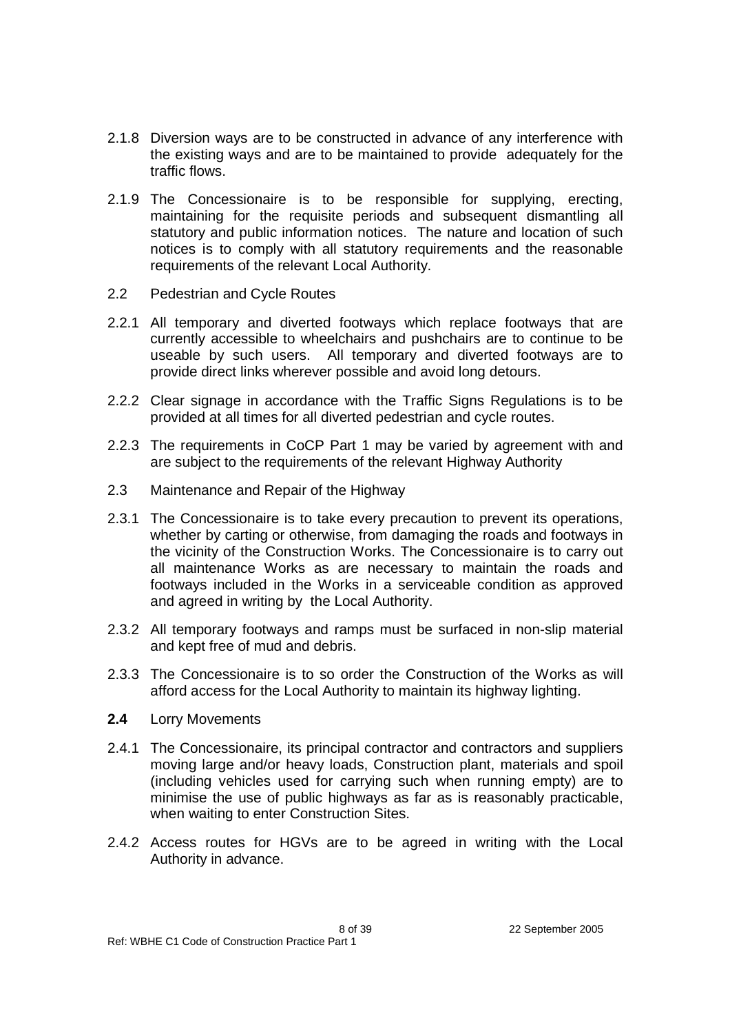2.1.8 Diversion ways are to be constructed in advance of any interference with the existing ways and are to be maintained to provide adequately for the traffic flows.

2.1.9 The Concessionaire is to be responsible for supplying, erecting, maintaining for the requisite periods and subsequent dismantling all statutory and public information notices. The nature and location of such notices is to comply with all statutory requirements and the reasonable requirements of the relevant Local Authority.

## 2.2 Pedestrian and Cycle Routes

2.2.1 All temporary and diverted footways which replace footways that are currently accessible to wheelchairs and pushchairs are to continue to be useable by such users. All temporary and diverted footways are to provide direct links wherever possible and avoid long detours.

2.2.2 Clear signage in accordance with the Traffic Signs Regulations is to be provided at all times for all diverted pedestrian and cycle routes.

2.2.3 The requirements in CoCP Part 1 may be varied by agreement with and are subject to the requirements of the relevant Highway Authority

## 2.3 Maintenance and Repair of the Highway

2.3.1 The Concessionaire is to take every precaution to prevent its operations, whether by carting or otherwise, from damaging the roads and footways in the vicinity of the Construction Works. The Concessionaire is to carry out all maintenance Works as are necessary to maintain the roads and footways included in the Works in a serviceable condition as approved and agreed in writing by the Local Authority.

2.3.2 All temporary footways and ramps must be surfaced in non-slip material and kept free of mud and debris.

2.3.3 The Concessionaire is to so order the Construction of the Works as will afford access for the Local Authority to maintain its highway lighting.

## **2.4** Lorry Movements

2.4.1 The Concessionaire, its principal contractor and contractors and suppliers moving large and/or heavy loads, Construction plant, materials and spoil (including vehicles used for carrying such when running empty) are to minimise the use of public highways as far as is reasonably practicable, when waiting to enter Construction Sites.

2.4.2 Access routes for HGVs are to be agreed in writing with the Local Authority in advance.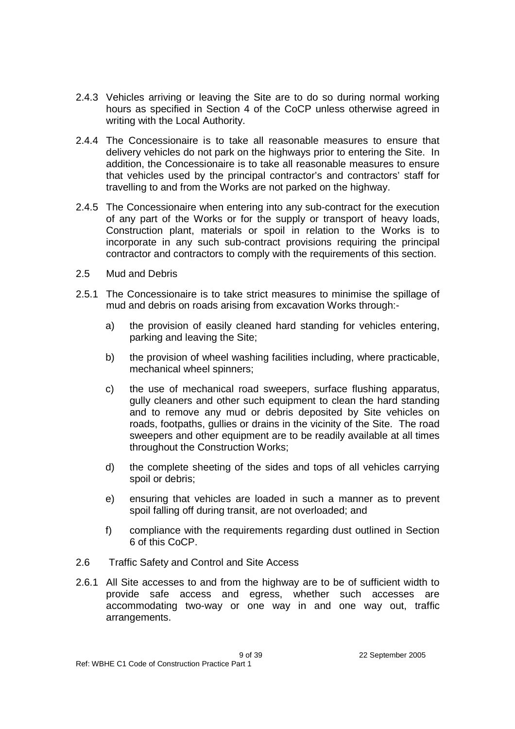2.4.3 Vehicles arriving or leaving the Site are to do so during normal working hours as specified in Section 4 of the CoCP unless otherwise agreed in writing with the Local Authority.

2.4.4 The Concessionaire is to take all reasonable measures to ensure that delivery vehicles do not park on the highways prior to entering the Site. In addition, the Concessionaire is to take all reasonable measures to ensure that vehicles used by the principal contractor's and contractors' staff for travelling to and from the Works are not parked on the highway.

2.4.5 The Concessionaire when entering into any sub-contract for the execution of any part of the Works or for the supply or transport of heavy loads, Construction plant, materials or spoil in relation to the Works is to incorporate in any such sub-contract provisions requiring the principal contractor and contractors to comply with the requirements of this section.

## 2.5 Mud and Debris

2.5.1 The Concessionaire is to take strict measures to minimise the spillage of mud and debris on roads arising from excavation Works through:-

a) the provision of easily cleaned hard standing for vehicles entering, parking and leaving the Site;

b) the provision of wheel washing facilities including, where practicable, mechanical wheel spinners;

c) the use of mechanical road sweepers, surface flushing apparatus, gully cleaners and other such equipment to clean the hard standing and to remove any mud or debris deposited by Site vehicles on roads, footpaths, gullies or drains in the vicinity of the Site. The road sweepers and other equipment are to be readily available at all times throughout the Construction Works;

d) the complete sheeting of the sides and tops of all vehicles carrying spoil or debris;

e) ensuring that vehicles are loaded in such a manner as to prevent spoil falling off during transit, are not overloaded; and

f) compliance with the requirements regarding dust outlined in Section 6 of this CoCP.

## 2.6 Traffic Safety and Control and Site Access

2.6.1 All Site accesses to and from the highway are to be of sufficient width to provide safe access and egress, whether such accesses are accommodating two-way or one way in and one way out, traffic arrangements.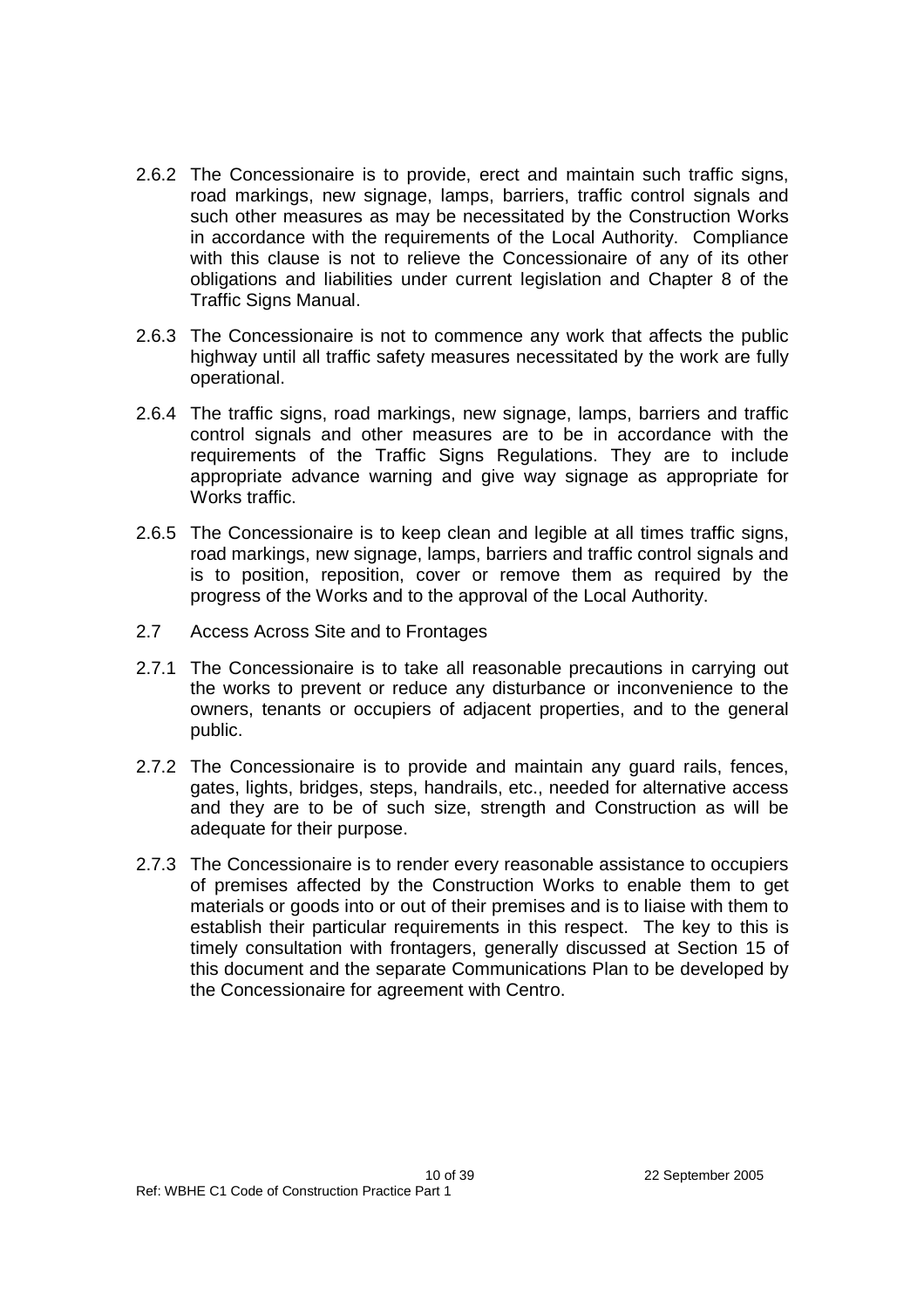2.6.2 The Concessionaire is to provide, erect and maintain such traffic signs, road markings, new signage, lamps, barriers, traffic control signals and such other measures as may be necessitated by the Construction Works in accordance with the requirements of the Local Authority. Compliance with this clause is not to relieve the Concessionaire of any of its other obligations and liabilities under current legislation and Chapter 8 of the Traffic Signs Manual.

2.6.3 The Concessionaire is not to commence any work that affects the public highway until all traffic safety measures necessitated by the work are fully operational.

2.6.4 The traffic signs, road markings, new signage, lamps, barriers and traffic control signals and other measures are to be in accordance with the requirements of the Traffic Signs Regulations. They are to include appropriate advance warning and give way signage as appropriate for Works traffic.

2.6.5 The Concessionaire is to keep clean and legible at all times traffic signs, road markings, new signage, lamps, barriers and traffic control signals and is to position, reposition, cover or remove them as required by the progress of the Works and to the approval of the Local Authority.

## 2.7 Access Across Site and to Frontages

2.7.1 The Concessionaire is to take all reasonable precautions in carrying out the works to prevent or reduce any disturbance or inconvenience to the owners, tenants or occupiers of adjacent properties, and to the general public.

2.7.2 The Concessionaire is to provide and maintain any guard rails, fences, gates, lights, bridges, steps, handrails, etc., needed for alternative access and they are to be of such size, strength and Construction as will be adequate for their purpose.

2.7.3 The Concessionaire is to render every reasonable assistance to occupiers of premises affected by the Construction Works to enable them to get materials or goods into or out of their premises and is to liaise with them to establish their particular requirements in this respect. The key to this is timely consultation with frontagers, generally discussed at Section 15 of this document and the separate Communications Plan to be developed by the Concessionaire for agreement with Centro.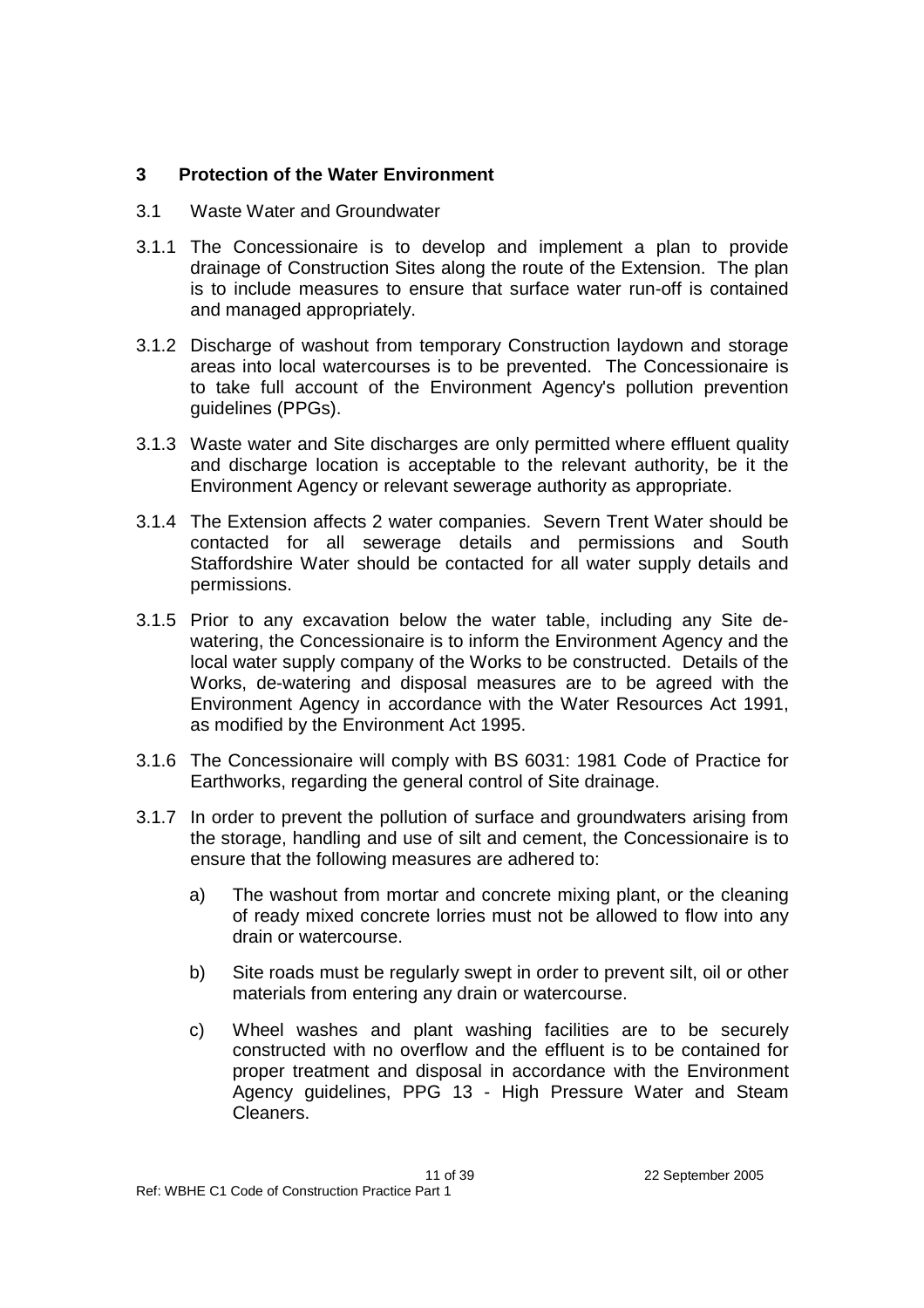## 3 Protection of the Water Environment

### 3.1 Waste Water and Groundwater

3.1.1 The Concessionaire is to develop and implement a plan to provide drainage of Construction Sites along the route of the Extension. The plan is to include measures to ensure that surface water run-off is contained and managed appropriately.

3.1.2 Discharge of washout from temporary Construction laydown and storage areas into local watercourses is to be prevented. The Concessionaire is to take full account of the Environment Agency's pollution prevention guidelines (PPGs).

3.1.3 Waste water and Site discharges are only permitted where effluent quality and discharge location is acceptable to the relevant authority, be it the Environment Agency or relevant sewerage authority as appropriate.

3.1.4 The Extension affects 2 water companies. Severn Trent Water should be contacted for all sewerage details and permissions and South Staffordshire Water should be contacted for all water supply details and permissions.

3.1.5 Prior to any excavation below the water table, including any Site de-watering, the Concessionaire is to inform the Environment Agency and the local water supply company of the Works to be constructed. Details of the Works, de-watering and disposal measures are to be agreed with the Environment Agency in accordance with the Water Resources Act 1991, as modified by the Environment Act 1995.

3.1.6 The Concessionaire will comply with BS 6031: 1981 Code of Practice for Earthworks, regarding the general control of Site drainage.

3.1.7 In order to prevent the pollution of surface and groundwaters arising from the storage, handling and use of silt and cement, the Concessionaire is to ensure that the following measures are adhered to:

a) The washout from mortar and concrete mixing plant, or the cleaning of ready mixed concrete lorries must not be allowed to flow into any drain or watercourse.

b) Site roads must be regularly swept in order to prevent silt, oil or other materials from entering any drain or watercourse.

c) Wheel washes and plant washing facilities are to be securely constructed with no overflow and the effluent is to be contained for proper treatment and disposal in accordance with the Environment Agency guidelines, PPG 13 - High Pressure Water and Steam Cleaners.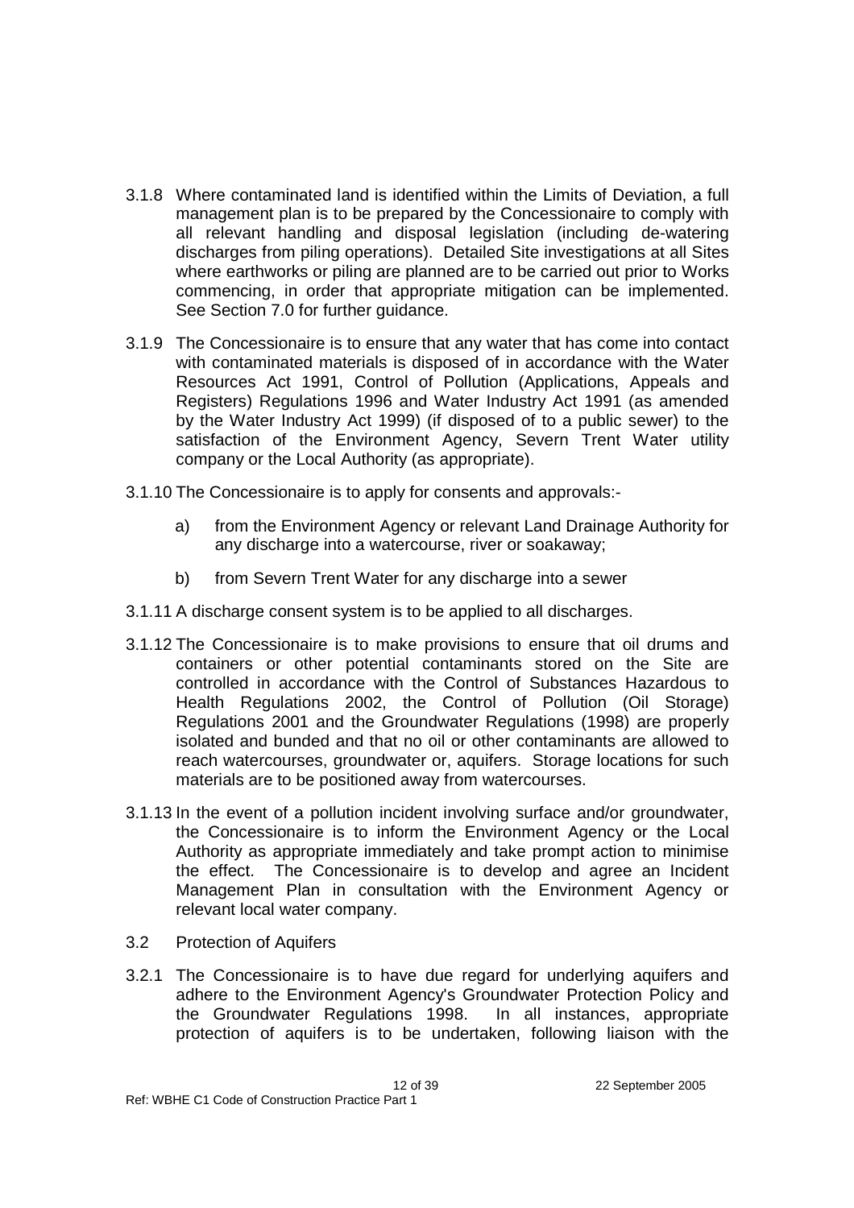3.1.8 Where contaminated land is identified within the Limits of Deviation, a full management plan is to be prepared by the Concessionaire to comply with all relevant handling and disposal legislation (including de-watering discharges from piling operations). Detailed Site investigations at all Sites where earthworks or piling are planned are to be carried out prior to Works commencing, in order that appropriate mitigation can be implemented. See Section 7.0 for further guidance.

3.1.9 The Concessionaire is to ensure that any water that has come into contact with contaminated materials is disposed of in accordance with the Water Resources Act 1991, Control of Pollution (Applications, Appeals and Registers) Regulations 1996 and Water Industry Act 1991 (as amended by the Water Industry Act 1999) (if disposed of to a public sewer) to the satisfaction of the Environment Agency, Severn Trent Water utility company or the Local Authority (as appropriate).

3.1.10 The Concessionaire is to apply for consents and approvals:-

a) from the Environment Agency or relevant Land Drainage Authority for any discharge into a watercourse, river or soakaway;

b) from Severn Trent Water for any discharge into a sewer

3.1.11 A discharge consent system is to be applied to all discharges.

3.1.12 The Concessionaire is to make provisions to ensure that oil drums and containers or other potential contaminants stored on the Site are controlled in accordance with the Control of Substances Hazardous to Health Regulations 2002, the Control of Pollution (Oil Storage) Regulations 2001 and the Groundwater Regulations (1998) are properly isolated and bunded and that no oil or other contaminants are allowed to reach watercourses, groundwater or, aquifers. Storage locations for such materials are to be positioned away from watercourses.

3.1.13 In the event of a pollution incident involving surface and/or groundwater, the Concessionaire is to inform the Environment Agency or the Local Authority as appropriate immediately and take prompt action to minimise the effect. The Concessionaire is to develop and agree an Incident Management Plan in consultation with the Environment Agency or relevant local water company.

## 3.2 Protection of Aquifers

3.2.1 The Concessionaire is to have due regard for underlying aquifers and adhere to the Environment Agency's Groundwater Protection Policy and the Groundwater Regulations 1998. In all instances, appropriate protection of aquifers is to be undertaken, following liaison with the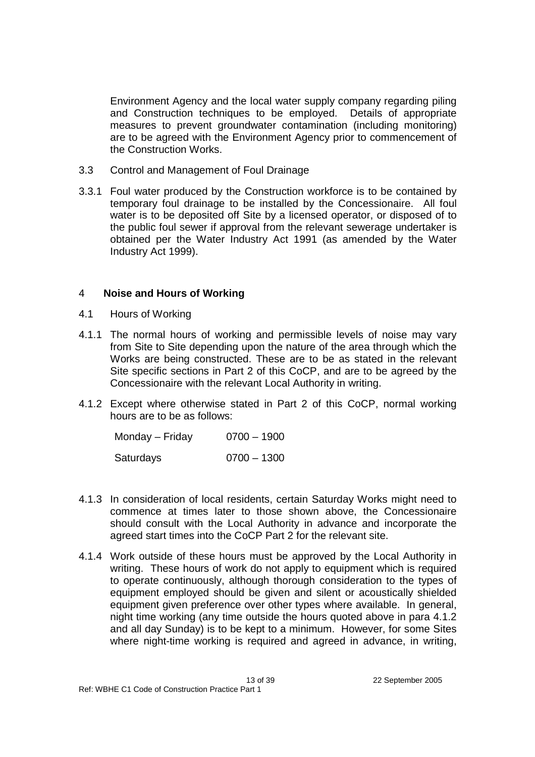Environment Agency and the local water supply company regarding piling and Construction techniques to be employed. Details of appropriate measures to prevent groundwater contamination (including monitoring) are to be agreed with the Environment Agency prior to commencement of the Construction Works.

3.3 Control and Management of Foul Drainage

3.3.1 Foul water produced by the Construction workforce is to be contained by temporary foul drainage to be installed by the Concessionaire. All foul water is to be deposited off Site by a licensed operator, or disposed of to the public foul sewer if approval from the relevant sewerage undertaker is obtained per the Water Industry Act 1991 (as amended by the Water Industry Act 1999).

## 4 Noise and Hours of Working

4.1 Hours of Working

4.1.1 The normal hours of working and permissible levels of noise may vary from Site to Site depending upon the nature of the area through which the Works are being constructed. These are to be as stated in the relevant Site specific sections in Part 2 of this CoCP, and are to be agreed by the Concessionaire with the relevant Local Authority in writing.

4.1.2 Except where otherwise stated in Part 2 of this CoCP, normal working hours are to be as follows:

| | |
|---|---|
| Monday – Friday | 0700 – 1900 |
| Saturdays | 0700 – 1300 |

4.1.3 In consideration of local residents, certain Saturday Works might need to commence at times later to those shown above, the Concessionaire should consult with the Local Authority in advance and incorporate the agreed start times into the CoCP Part 2 for the relevant site.

4.1.4 Work outside of these hours must be approved by the Local Authority in writing. These hours of work do not apply to equipment which is required to operate continuously, although thorough consideration to the types of equipment employed should be given and silent or acoustically shielded equipment given preference over other types where available. In general, night time working (any time outside the hours quoted above in para 4.1.2 and all day Sunday) is to be kept to a minimum. However, for some Sites where night-time working is required and agreed in advance, in writing,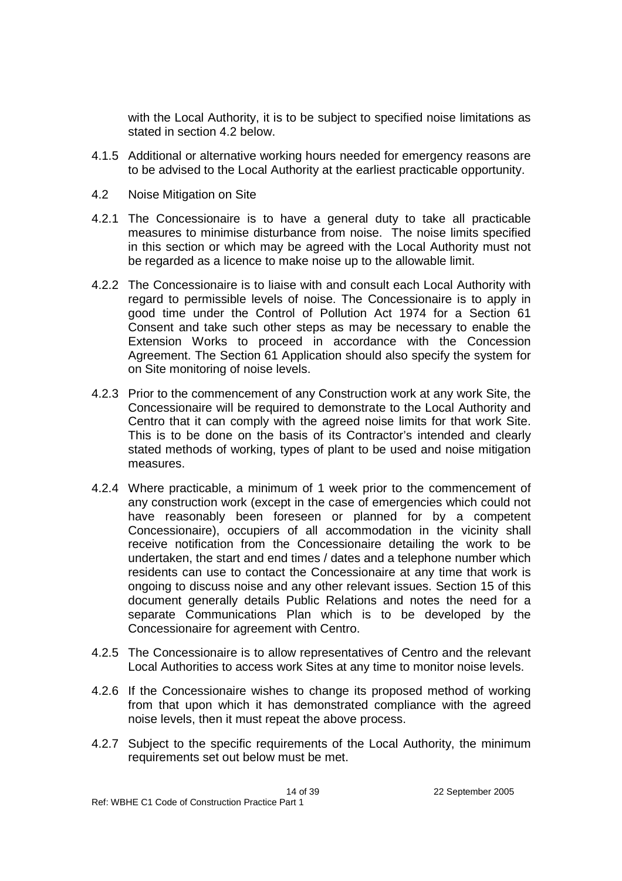with the Local Authority, it is to be subject to specified noise limitations as stated in section 4.2 below.

4.1.5 Additional or alternative working hours needed for emergency reasons are to be advised to the Local Authority at the earliest practicable opportunity.

## 4.2 Noise Mitigation on Site

4.2.1 The Concessionaire is to have a general duty to take all practicable measures to minimise disturbance from noise. The noise limits specified in this section or which may be agreed with the Local Authority must not be regarded as a licence to make noise up to the allowable limit.

4.2.2 The Concessionaire is to liaise with and consult each Local Authority with regard to permissible levels of noise. The Concessionaire is to apply in good time under the Control of Pollution Act 1974 for a Section 61 Consent and take such other steps as may be necessary to enable the Extension Works to proceed in accordance with the Concession Agreement. The Section 61 Application should also specify the system for on Site monitoring of noise levels.

4.2.3 Prior to the commencement of any Construction work at any work Site, the Concessionaire will be required to demonstrate to the Local Authority and Centro that it can comply with the agreed noise limits for that work Site. This is to be done on the basis of its Contractor's intended and clearly stated methods of working, types of plant to be used and noise mitigation measures.

4.2.4 Where practicable, a minimum of 1 week prior to the commencement of any construction work (except in the case of emergencies which could not have reasonably been foreseen or planned for by a competent Concessionaire), occupiers of all accommodation in the vicinity shall receive notification from the Concessionaire detailing the work to be undertaken, the start and end times / dates and a telephone number which residents can use to contact the Concessionaire at any time that work is ongoing to discuss noise and any other relevant issues. Section 15 of this document generally details Public Relations and notes the need for a separate Communications Plan which is to be developed by the Concessionaire for agreement with Centro.

4.2.5 The Concessionaire is to allow representatives of Centro and the relevant Local Authorities to access work Sites at any time to monitor noise levels.

4.2.6 If the Concessionaire wishes to change its proposed method of working from that upon which it has demonstrated compliance with the agreed noise levels, then it must repeat the above process.

4.2.7 Subject to the specific requirements of the Local Authority, the minimum requirements set out below must be met.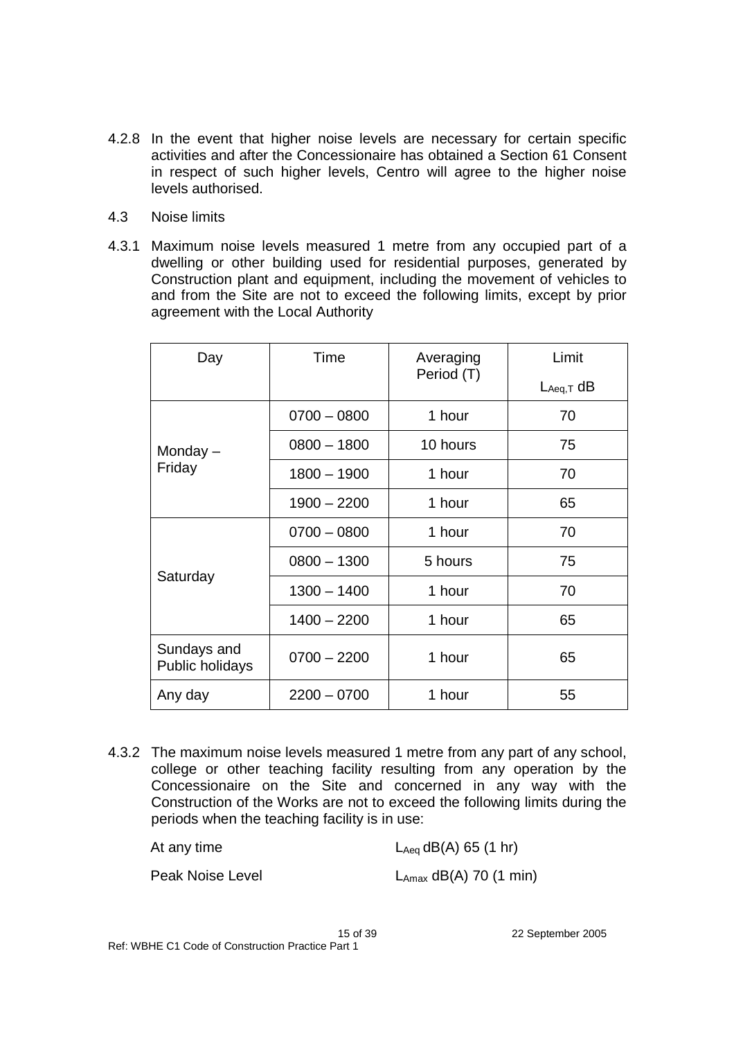4.2.8 In the event that higher noise levels are necessary for certain specific activities and after the Concessionaire has obtained a Section 61 Consent in respect of such higher levels, Centro will agree to the higher noise levels authorised.

4.3 Noise limits

4.3.1 Maximum noise levels measured 1 metre from any occupied part of a dwelling or other building used for residential purposes, generated by Construction plant and equipment, including the movement of vehicles to and from the Site are not to exceed the following limits, except by prior agreement with the Local Authority

| Day | Time | Averaging Period (T) | Limit $L_{Aeq,T}$ dB |
|---|---|---|---|
| Monday – Friday | 0700 – 0800 | 1 hour | 70 |
| | 0800 – 1800 | 10 hours | 75 |
| | 1800 – 1900 | 1 hour | 70 |
| | 1900 – 2200 | 1 hour | 65 |
| Saturday | 0700 – 0800 | 1 hour | 70 |
| | 0800 – 1300 | 5 hours | 75 |
| | 1300 – 1400 | 1 hour | 70 |
| | 1400 – 2200 | 1 hour | 65 |
| Sundays and Public holidays | 0700 – 2200 | 1 hour | 65 |
| Any day | 2200 – 0700 | 1 hour | 55 |

4.3.2 The maximum noise levels measured 1 metre from any part of any school, college or other teaching facility resulting from any operation by the Concessionaire on the Site and concerned in any way with the Construction of the Works are not to exceed the following limits during the periods when the teaching facility is in use:

At any time $L_{Aeq}$ dB(A) 65 (1 hr)

Peak Noise Level $L_{Amax}$ dB(A) 70 (1 min)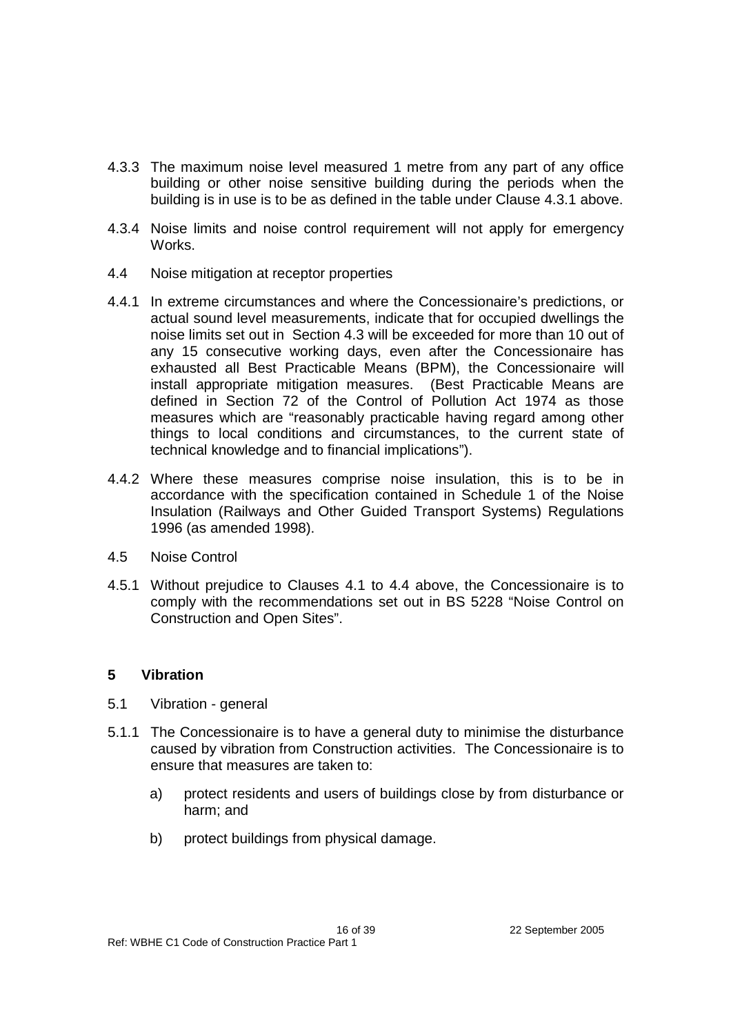4.3.3 The maximum noise level measured 1 metre from any part of any office building or other noise sensitive building during the periods when the building is in use is to be as defined in the table under Clause 4.3.1 above.

4.3.4 Noise limits and noise control requirement will not apply for emergency Works.

4.4 Noise mitigation at receptor properties

4.4.1 In extreme circumstances and where the Concessionaire's predictions, or actual sound level measurements, indicate that for occupied dwellings the noise limits set out in Section 4.3 will be exceeded for more than 10 out of any 15 consecutive working days, even after the Concessionaire has exhausted all Best Practicable Means (BPM), the Concessionaire will install appropriate mitigation measures. (Best Practicable Means are defined in Section 72 of the Control of Pollution Act 1974 as those measures which are "reasonably practicable having regard among other things to local conditions and circumstances, to the current state of technical knowledge and to financial implications").

4.4.2 Where these measures comprise noise insulation, this is to be in accordance with the specification contained in Schedule 1 of the Noise Insulation (Railways and Other Guided Transport Systems) Regulations 1996 (as amended 1998).

4.5 Noise Control

4.5.1 Without prejudice to Clauses 4.1 to 4.4 above, the Concessionaire is to comply with the recommendations set out in BS 5228 "Noise Control on Construction and Open Sites".

## 5 Vibration

5.1 Vibration - general

5.1.1 The Concessionaire is to have a general duty to minimise the disturbance caused by vibration from Construction activities. The Concessionaire is to ensure that measures are taken to:

a) protect residents and users of buildings close by from disturbance or harm; and

b) protect buildings from physical damage.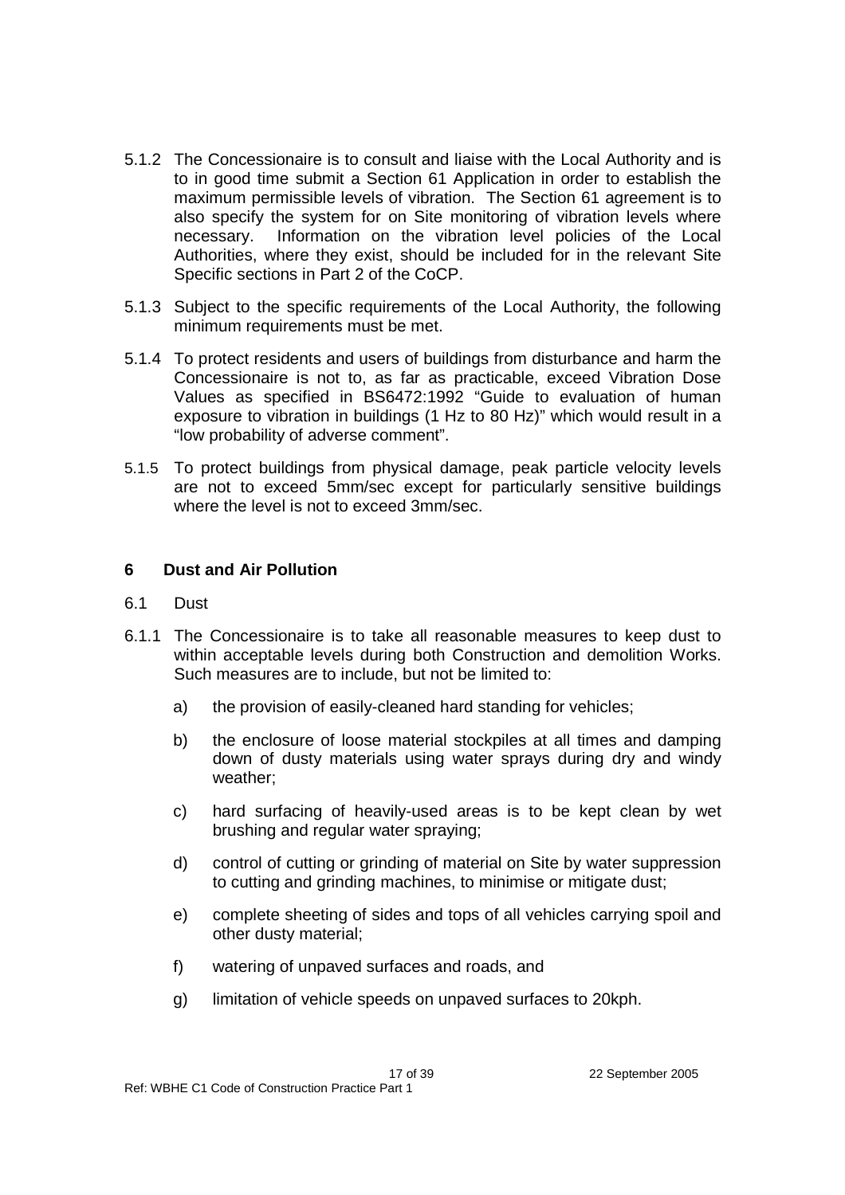5.1.2 The Concessionaire is to consult and liaise with the Local Authority and is to in good time submit a Section 61 Application in order to establish the maximum permissible levels of vibration. The Section 61 agreement is to also specify the system for on Site monitoring of vibration levels where necessary. Information on the vibration level policies of the Local Authorities, where they exist, should be included for in the relevant Site Specific sections in Part 2 of the CoCP.

5.1.3 Subject to the specific requirements of the Local Authority, the following minimum requirements must be met.

5.1.4 To protect residents and users of buildings from disturbance and harm the Concessionaire is not to, as far as practicable, exceed Vibration Dose Values as specified in BS6472:1992 "Guide to evaluation of human exposure to vibration in buildings (1 Hz to 80 Hz)" which would result in a "low probability of adverse comment".

5.1.5 To protect buildings from physical damage, peak particle velocity levels are not to exceed 5mm/sec except for particularly sensitive buildings where the level is not to exceed 3mm/sec.

## 6 Dust and Air Pollution

6.1 Dust

6.1.1 The Concessionaire is to take all reasonable measures to keep dust to within acceptable levels during both Construction and demolition Works. Such measures are to include, but not be limited to:

a) the provision of easily-cleaned hard standing for vehicles;

b) the enclosure of loose material stockpiles at all times and damping down of dusty materials using water sprays during dry and windy weather;

c) hard surfacing of heavily-used areas is to be kept clean by wet brushing and regular water spraying;

d) control of cutting or grinding of material on Site by water suppression to cutting and grinding machines, to minimise or mitigate dust;

e) complete sheeting of sides and tops of all vehicles carrying spoil and other dusty material;

f) watering of unpaved surfaces and roads, and

g) limitation of vehicle speeds on unpaved surfaces to 20kph.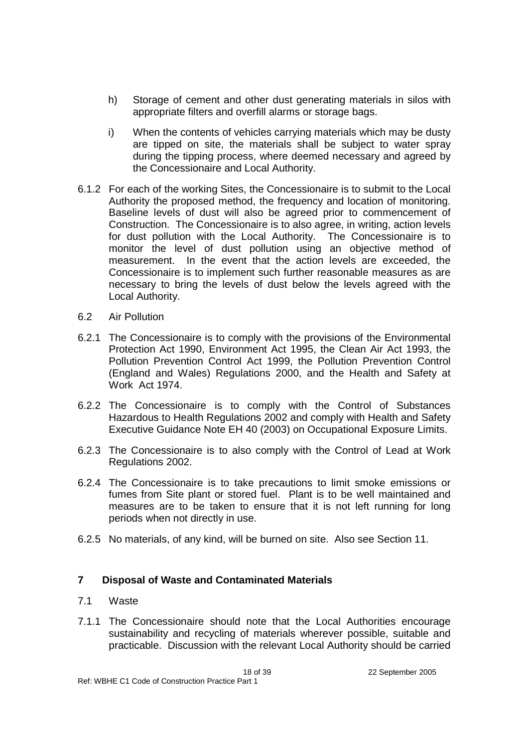h) Storage of cement and other dust generating materials in silos with appropriate filters and overfill alarms or storage bags.

i) When the contents of vehicles carrying materials which may be dusty are tipped on site, the materials shall be subject to water spray during the tipping process, where deemed necessary and agreed by the Concessionaire and Local Authority.

6.1.2 For each of the working Sites, the Concessionaire is to submit to the Local Authority the proposed method, the frequency and location of monitoring. Baseline levels of dust will also be agreed prior to commencement of Construction. The Concessionaire is to also agree, in writing, action levels for dust pollution with the Local Authority. The Concessionaire is to monitor the level of dust pollution using an objective method of measurement. In the event that the action levels are exceeded, the Concessionaire is to implement such further reasonable measures as are necessary to bring the levels of dust below the levels agreed with the Local Authority.

6.2 Air Pollution

6.2.1 The Concessionaire is to comply with the provisions of the Environmental Protection Act 1990, Environment Act 1995, the Clean Air Act 1993, the Pollution Prevention Control Act 1999, the Pollution Prevention Control (England and Wales) Regulations 2000, and the Health and Safety at Work Act 1974.

6.2.2 The Concessionaire is to comply with the Control of Substances Hazardous to Health Regulations 2002 and comply with Health and Safety Executive Guidance Note EH 40 (2003) on Occupational Exposure Limits.

6.2.3 The Concessionaire is to also comply with the Control of Lead at Work Regulations 2002.

6.2.4 The Concessionaire is to take precautions to limit smoke emissions or fumes from Site plant or stored fuel. Plant is to be well maintained and measures are to be taken to ensure that it is not left running for long periods when not directly in use.

6.2.5 No materials, of any kind, will be burned on site. Also see Section 11.

## 7 Disposal of Waste and Contaminated Materials

7.1 Waste

7.1.1 The Concessionaire should note that the Local Authorities encourage sustainability and recycling of materials wherever possible, suitable and practicable. Discussion with the relevant Local Authority should be carried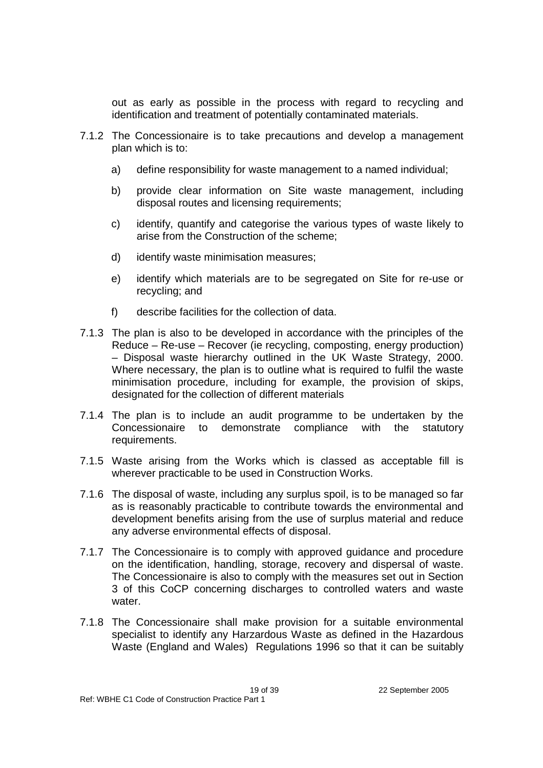out as early as possible in the process with regard to recycling and identification and treatment of potentially contaminated materials.

7.1.2 The Concessionaire is to take precautions and develop a management plan which is to:

a) define responsibility for waste management to a named individual;

b) provide clear information on Site waste management, including disposal routes and licensing requirements;

c) identify, quantify and categorise the various types of waste likely to arise from the Construction of the scheme;

d) identify waste minimisation measures;

e) identify which materials are to be segregated on Site for re-use or recycling; and

f) describe facilities for the collection of data.

7.1.3 The plan is also to be developed in accordance with the principles of the Reduce – Re-use – Recover (ie recycling, composting, energy production) – Disposal waste hierarchy outlined in the UK Waste Strategy, 2000. Where necessary, the plan is to outline what is required to fulfil the waste minimisation procedure, including for example, the provision of skips, designated for the collection of different materials

7.1.4 The plan is to include an audit programme to be undertaken by the Concessionaire to demonstrate compliance with the statutory requirements.

7.1.5 Waste arising from the Works which is classed as acceptable fill is wherever practicable to be used in Construction Works.

7.1.6 The disposal of waste, including any surplus spoil, is to be managed so far as is reasonably practicable to contribute towards the environmental and development benefits arising from the use of surplus material and reduce any adverse environmental effects of disposal.

7.1.7 The Concessionaire is to comply with approved guidance and procedure on the identification, handling, storage, recovery and dispersal of waste. The Concessionaire is also to comply with the measures set out in Section 3 of this CoCP concerning discharges to controlled waters and waste water.

7.1.8 The Concessionaire shall make provision for a suitable environmental specialist to identify any Harzardous Waste as defined in the Hazardous Waste (England and Wales) Regulations 1996 so that it can be suitably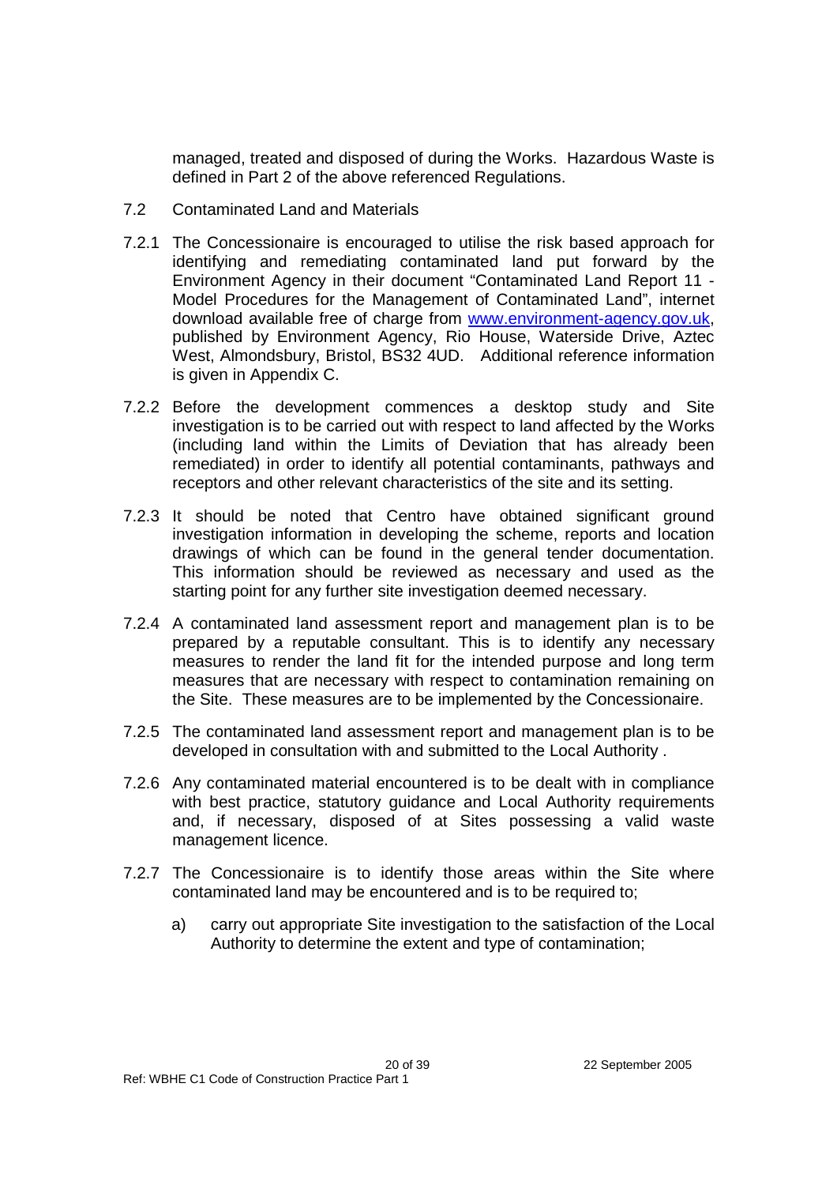managed, treated and disposed of during the Works. Hazardous Waste is defined in Part 2 of the above referenced Regulations.

7.2 Contaminated Land and Materials

7.2.1 The Concessionaire is encouraged to utilise the risk based approach for identifying and remediating contaminated land put forward by the Environment Agency in their document "Contaminated Land Report 11 - Model Procedures for the Management of Contaminated Land", internet download available free of charge from www.environment-agency.gov.uk, published by Environment Agency, Rio House, Waterside Drive, Aztec West, Almondsbury, Bristol, BS32 4UD. Additional reference information is given in Appendix C.

7.2.2 Before the development commences a desktop study and Site investigation is to be carried out with respect to land affected by the Works (including land within the Limits of Deviation that has already been remediated) in order to identify all potential contaminants, pathways and receptors and other relevant characteristics of the site and its setting.

7.2.3 It should be noted that Centro have obtained significant ground investigation information in developing the scheme, reports and location drawings of which can be found in the general tender documentation. This information should be reviewed as necessary and used as the starting point for any further site investigation deemed necessary.

7.2.4 A contaminated land assessment report and management plan is to be prepared by a reputable consultant. This is to identify any necessary measures to render the land fit for the intended purpose and long term measures that are necessary with respect to contamination remaining on the Site. These measures are to be implemented by the Concessionaire.

7.2.5 The contaminated land assessment report and management plan is to be developed in consultation with and submitted to the Local Authority .

7.2.6 Any contaminated material encountered is to be dealt with in compliance with best practice, statutory guidance and Local Authority requirements and, if necessary, disposed of at Sites possessing a valid waste management licence.

7.2.7 The Concessionaire is to identify those areas within the Site where contaminated land may be encountered and is to be required to;

a) carry out appropriate Site investigation to the satisfaction of the Local Authority to determine the extent and type of contamination;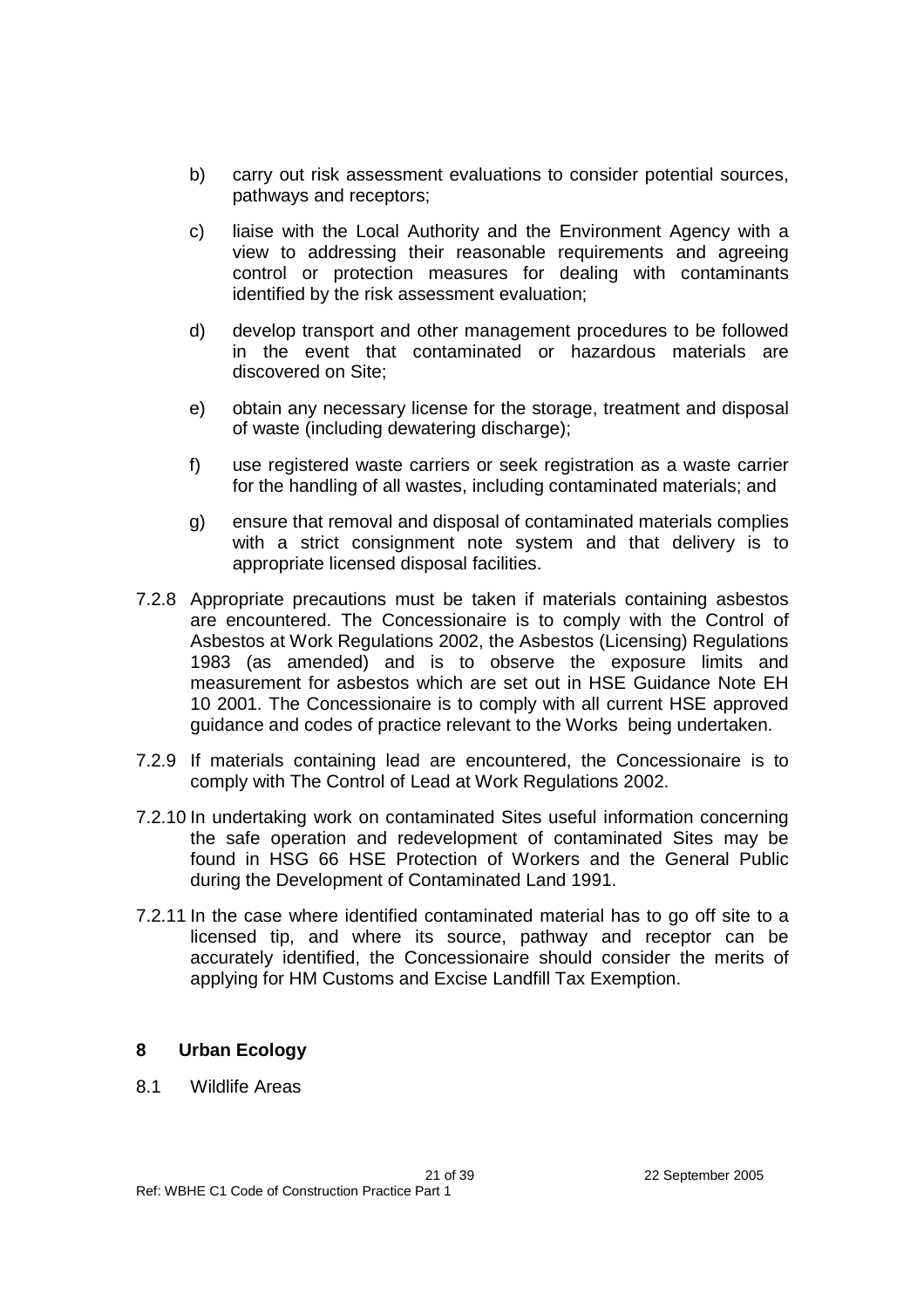b) carry out risk assessment evaluations to consider potential sources, pathways and receptors;

c) liaise with the Local Authority and the Environment Agency with a view to addressing their reasonable requirements and agreeing control or protection measures for dealing with contaminants identified by the risk assessment evaluation;

d) develop transport and other management procedures to be followed in the event that contaminated or hazardous materials are discovered on Site;

e) obtain any necessary license for the storage, treatment and disposal of waste (including dewatering discharge);

f) use registered waste carriers or seek registration as a waste carrier for the handling of all wastes, including contaminated materials; and

g) ensure that removal and disposal of contaminated materials complies with a strict consignment note system and that delivery is to appropriate licensed disposal facilities.

7.2.8 Appropriate precautions must be taken if materials containing asbestos are encountered. The Concessionaire is to comply with the Control of Asbestos at Work Regulations 2002, the Asbestos (Licensing) Regulations 1983 (as amended) and is to observe the exposure limits and measurement for asbestos which are set out in HSE Guidance Note EH 10 2001. The Concessionaire is to comply with all current HSE approved guidance and codes of practice relevant to the Works being undertaken.

7.2.9 If materials containing lead are encountered, the Concessionaire is to comply with The Control of Lead at Work Regulations 2002.

7.2.10 In undertaking work on contaminated Sites useful information concerning the safe operation and redevelopment of contaminated Sites may be found in HSG 66 HSE Protection of Workers and the General Public during the Development of Contaminated Land 1991.

7.2.11 In the case where identified contaminated material has to go off site to a licensed tip, and where its source, pathway and receptor can be accurately identified, the Concessionaire should consider the merits of applying for HM Customs and Excise Landfill Tax Exemption.

## 8 Urban Ecology

8.1 Wildlife Areas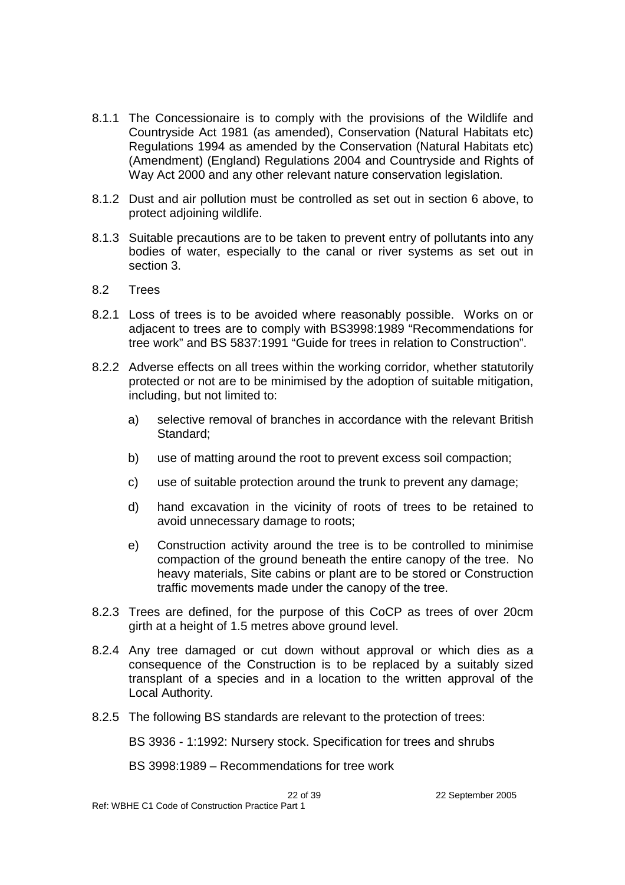8.1.1 The Concessionaire is to comply with the provisions of the Wildlife and Countryside Act 1981 (as amended), Conservation (Natural Habitats etc) Regulations 1994 as amended by the Conservation (Natural Habitats etc) (Amendment) (England) Regulations 2004 and Countryside and Rights of Way Act 2000 and any other relevant nature conservation legislation.

8.1.2 Dust and air pollution must be controlled as set out in section 6 above, to protect adjoining wildlife.

8.1.3 Suitable precautions are to be taken to prevent entry of pollutants into any bodies of water, especially to the canal or river systems as set out in section 3.

## 8.2 Trees

8.2.1 Loss of trees is to be avoided where reasonably possible. Works on or adjacent to trees are to comply with BS3998:1989 "Recommendations for tree work" and BS 5837:1991 "Guide for trees in relation to Construction".

8.2.2 Adverse effects on all trees within the working corridor, whether statutorily protected or not are to be minimised by the adoption of suitable mitigation, including, but not limited to:

a) selective removal of branches in accordance with the relevant British Standard;

b) use of matting around the root to prevent excess soil compaction;

c) use of suitable protection around the trunk to prevent any damage;

d) hand excavation in the vicinity of roots of trees to be retained to avoid unnecessary damage to roots;

e) Construction activity around the tree is to be controlled to minimise compaction of the ground beneath the entire canopy of the tree. No heavy materials, Site cabins or plant are to be stored or Construction traffic movements made under the canopy of the tree.

8.2.3 Trees are defined, for the purpose of this CoCP as trees of over 20cm girth at a height of 1.5 metres above ground level.

8.2.4 Any tree damaged or cut down without approval or which dies as a consequence of the Construction is to be replaced by a suitably sized transplant of a species and in a location to the written approval of the Local Authority.

8.2.5 The following BS standards are relevant to the protection of trees:

BS 3936 - 1:1992: Nursery stock. Specification for trees and shrubs

BS 3998:1989 – Recommendations for tree work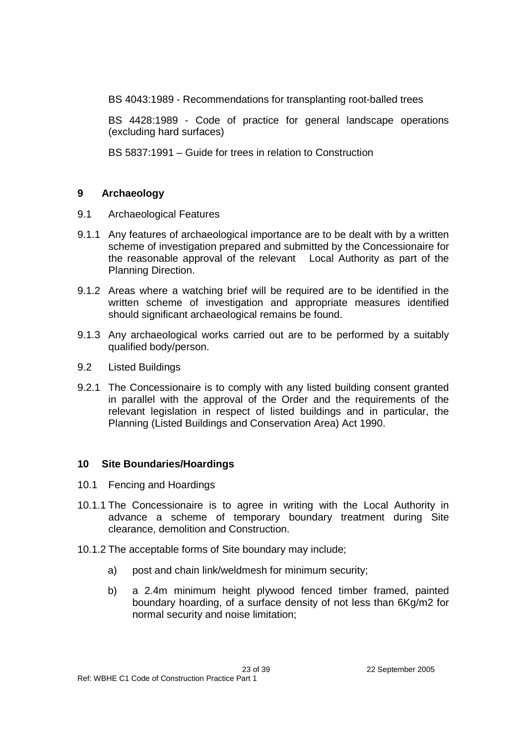BS 4043:1989 - Recommendations for transplanting root-balled trees

BS 4428:1989 - Code of practice for general landscape operations (excluding hard surfaces)

BS 5837:1991 – Guide for trees in relation to Construction

## 9 Archaeology

9.1 Archaeological Features

9.1.1 Any features of archaeological importance are to be dealt with by a written scheme of investigation prepared and submitted by the Concessionaire for the reasonable approval of the relevant Local Authority as part of the Planning Direction.

9.1.2 Areas where a watching brief will be required are to be identified in the written scheme of investigation and appropriate measures identified should significant archaeological remains be found.

9.1.3 Any archaeological works carried out are to be performed by a suitably qualified body/person.

9.2 Listed Buildings

9.2.1 The Concessionaire is to comply with any listed building consent granted in parallel with the approval of the Order and the requirements of the relevant legislation in respect of listed buildings and in particular, the Planning (Listed Buildings and Conservation Area) Act 1990.

## 10 Site Boundaries/Hoardings

10.1 Fencing and Hoardings

10.1.1 The Concessionaire is to agree in writing with the Local Authority in advance a scheme of temporary boundary treatment during Site clearance, demolition and Construction.

10.1.2 The acceptable forms of Site boundary may include;

a) post and chain link/weldmesh for minimum security;

b) a 2.4m minimum height plywood fenced timber framed, painted boundary hoarding, of a surface density of not less than 6Kg/m2 for normal security and noise limitation;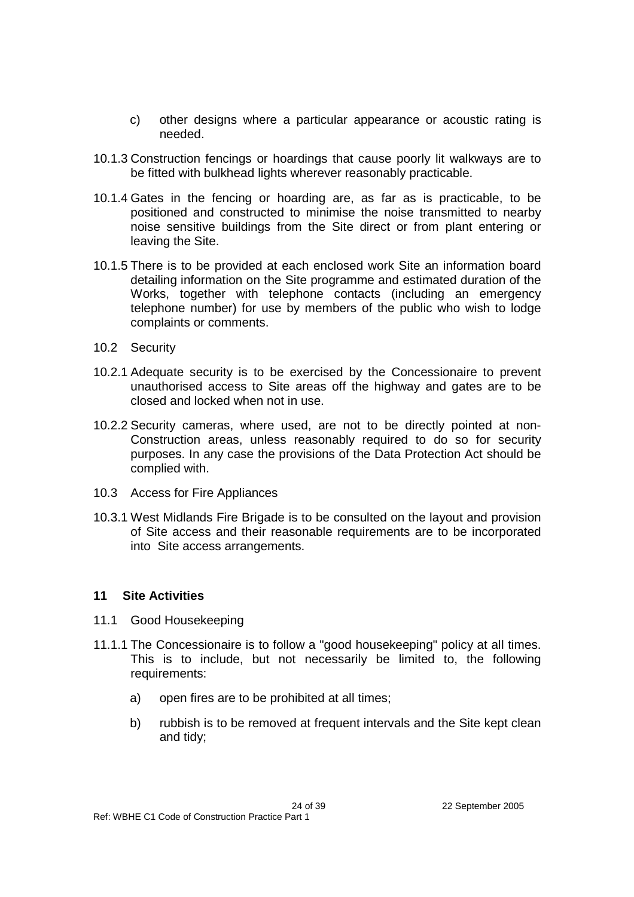c) other designs where a particular appearance or acoustic rating is needed.

10.1.3 Construction fencings or hoardings that cause poorly lit walkways are to be fitted with bulkhead lights wherever reasonably practicable.

10.1.4 Gates in the fencing or hoarding are, as far as is practicable, to be positioned and constructed to minimise the noise transmitted to nearby noise sensitive buildings from the Site direct or from plant entering or leaving the Site.

10.1.5 There is to be provided at each enclosed work Site an information board detailing information on the Site programme and estimated duration of the Works, together with telephone contacts (including an emergency telephone number) for use by members of the public who wish to lodge complaints or comments.

10.2 Security

10.2.1 Adequate security is to be exercised by the Concessionaire to prevent unauthorised access to Site areas off the highway and gates are to be closed and locked when not in use.

10.2.2 Security cameras, where used, are not to be directly pointed at non-Construction areas, unless reasonably required to do so for security purposes. In any case the provisions of the Data Protection Act should be complied with.

10.3 Access for Fire Appliances

10.3.1 West Midlands Fire Brigade is to be consulted on the layout and provision of Site access and their reasonable requirements are to be incorporated into Site access arrangements.

## 11 Site Activities

11.1 Good Housekeeping

11.1.1 The Concessionaire is to follow a "good housekeeping" policy at all times. This is to include, but not necessarily be limited to, the following requirements:

a) open fires are to be prohibited at all times;

b) rubbish is to be removed at frequent intervals and the Site kept clean and tidy;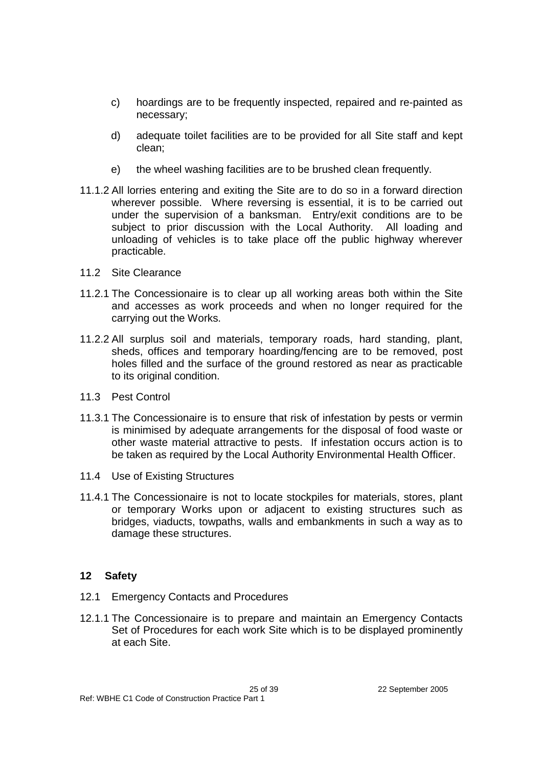c) hoardings are to be frequently inspected, repaired and re-painted as necessary;

d) adequate toilet facilities are to be provided for all Site staff and kept clean;

e) the wheel washing facilities are to be brushed clean frequently.

11.1.2 All lorries entering and exiting the Site are to do so in a forward direction wherever possible. Where reversing is essential, it is to be carried out under the supervision of a banksman. Entry/exit conditions are to be subject to prior discussion with the Local Authority. All loading and unloading of vehicles is to take place off the public highway wherever practicable.

11.2 Site Clearance

11.2.1 The Concessionaire is to clear up all working areas both within the Site and accesses as work proceeds and when no longer required for the carrying out the Works.

11.2.2 All surplus soil and materials, temporary roads, hard standing, plant, sheds, offices and temporary hoarding/fencing are to be removed, post holes filled and the surface of the ground restored as near as practicable to its original condition.

11.3 Pest Control

11.3.1 The Concessionaire is to ensure that risk of infestation by pests or vermin is minimised by adequate arrangements for the disposal of food waste or other waste material attractive to pests. If infestation occurs action is to be taken as required by the Local Authority Environmental Health Officer.

11.4 Use of Existing Structures

11.4.1 The Concessionaire is not to locate stockpiles for materials, stores, plant or temporary Works upon or adjacent to existing structures such as bridges, viaducts, towpaths, walls and embankments in such a way as to damage these structures.

## 12 Safety

12.1 Emergency Contacts and Procedures

12.1.1 The Concessionaire is to prepare and maintain an Emergency Contacts Set of Procedures for each work Site which is to be displayed prominently at each Site.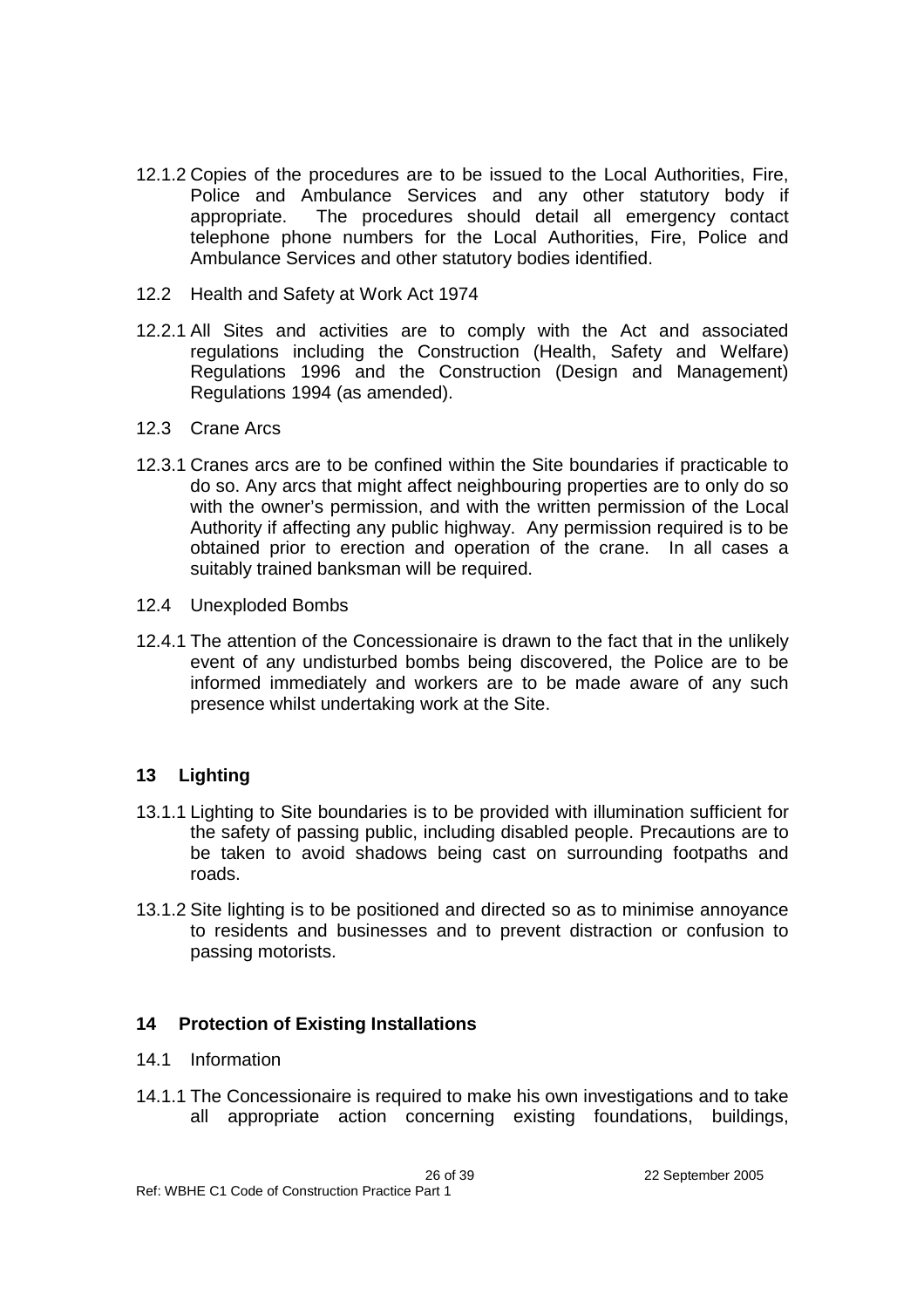12.1.2 Copies of the procedures are to be issued to the Local Authorities, Fire, Police and Ambulance Services and any other statutory body if appropriate. The procedures should detail all emergency contact telephone phone numbers for the Local Authorities, Fire, Police and Ambulance Services and other statutory bodies identified.

12.2 Health and Safety at Work Act 1974

12.2.1 All Sites and activities are to comply with the Act and associated regulations including the Construction (Health, Safety and Welfare) Regulations 1996 and the Construction (Design and Management) Regulations 1994 (as amended).

12.3 Crane Arcs

12.3.1 Cranes arcs are to be confined within the Site boundaries if practicable to do so. Any arcs that might affect neighbouring properties are to only do so with the owner's permission, and with the written permission of the Local Authority if affecting any public highway. Any permission required is to be obtained prior to erection and operation of the crane. In all cases a suitably trained banksman will be required.

12.4 Unexploded Bombs

12.4.1 The attention of the Concessionaire is drawn to the fact that in the unlikely event of any undisturbed bombs being discovered, the Police are to be informed immediately and workers are to be made aware of any such presence whilst undertaking work at the Site.

## 13 Lighting

13.1.1 Lighting to Site boundaries is to be provided with illumination sufficient for the safety of passing public, including disabled people. Precautions are to be taken to avoid shadows being cast on surrounding footpaths and roads.

13.1.2 Site lighting is to be positioned and directed so as to minimise annoyance to residents and businesses and to prevent distraction or confusion to passing motorists.

## 14 Protection of Existing Installations

14.1 Information

14.1.1 The Concessionaire is required to make his own investigations and to take all appropriate action concerning existing foundations, buildings,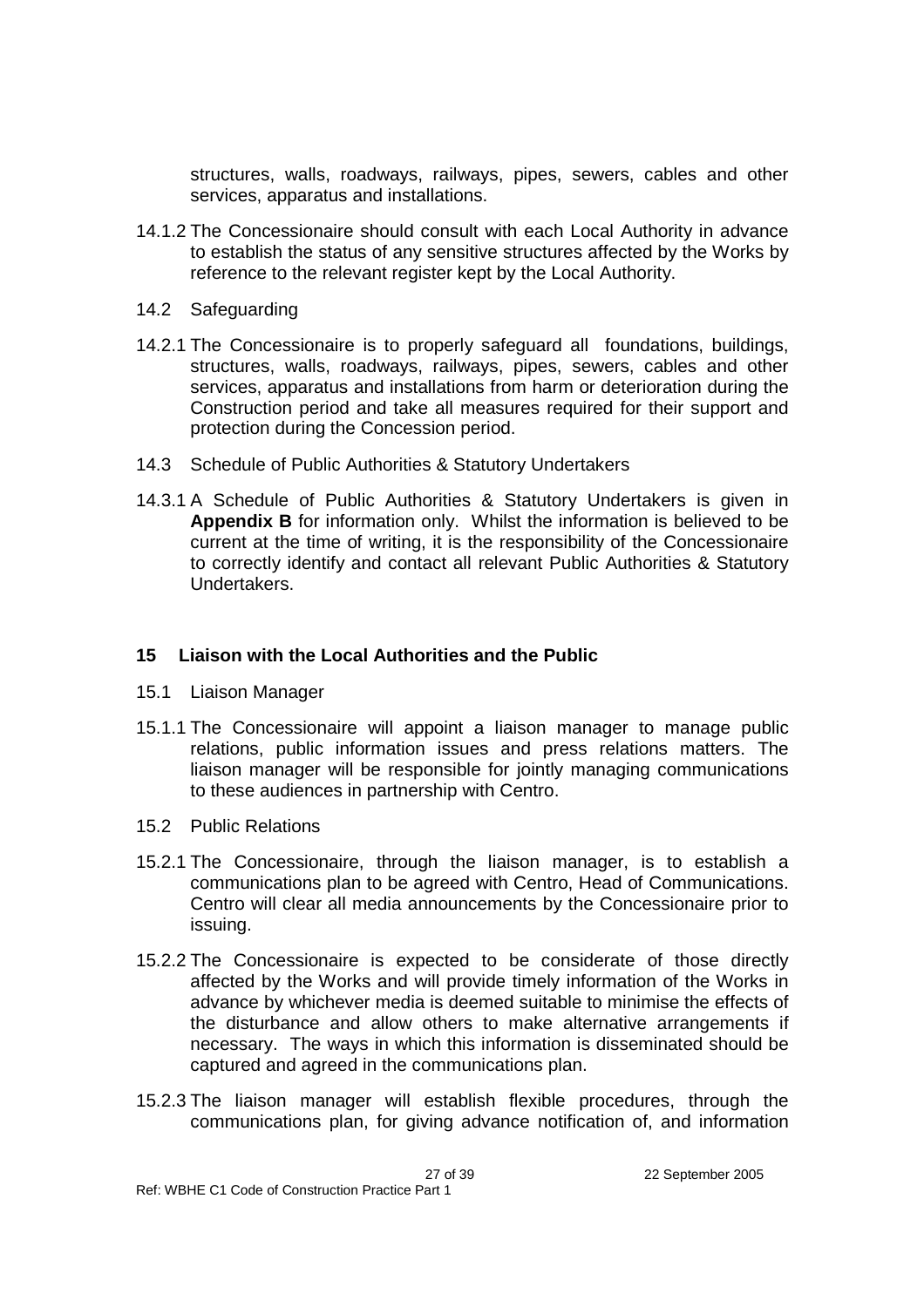structures, walls, roadways, railways, pipes, sewers, cables and other services, apparatus and installations.

14.1.2 The Concessionaire should consult with each Local Authority in advance to establish the status of any sensitive structures affected by the Works by reference to the relevant register kept by the Local Authority.

14.2 Safeguarding

14.2.1 The Concessionaire is to properly safeguard all foundations, buildings, structures, walls, roadways, railways, pipes, sewers, cables and other services, apparatus and installations from harm or deterioration during the Construction period and take all measures required for their support and protection during the Concession period.

14.3 Schedule of Public Authorities & Statutory Undertakers

14.3.1 A Schedule of Public Authorities & Statutory Undertakers is given in **Appendix B** for information only. Whilst the information is believed to be current at the time of writing, it is the responsibility of the Concessionaire to correctly identify and contact all relevant Public Authorities & Statutory Undertakers.

## 15 Liaison with the Local Authorities and the Public

15.1 Liaison Manager

15.1.1 The Concessionaire will appoint a liaison manager to manage public relations, public information issues and press relations matters. The liaison manager will be responsible for jointly managing communications to these audiences in partnership with Centro.

15.2 Public Relations

15.2.1 The Concessionaire, through the liaison manager, is to establish a communications plan to be agreed with Centro, Head of Communications. Centro will clear all media announcements by the Concessionaire prior to issuing.

15.2.2 The Concessionaire is expected to be considerate of those directly affected by the Works and will provide timely information of the Works in advance by whichever media is deemed suitable to minimise the effects of the disturbance and allow others to make alternative arrangements if necessary. The ways in which this information is disseminated should be captured and agreed in the communications plan.

15.2.3 The liaison manager will establish flexible procedures, through the communications plan, for giving advance notification of, and information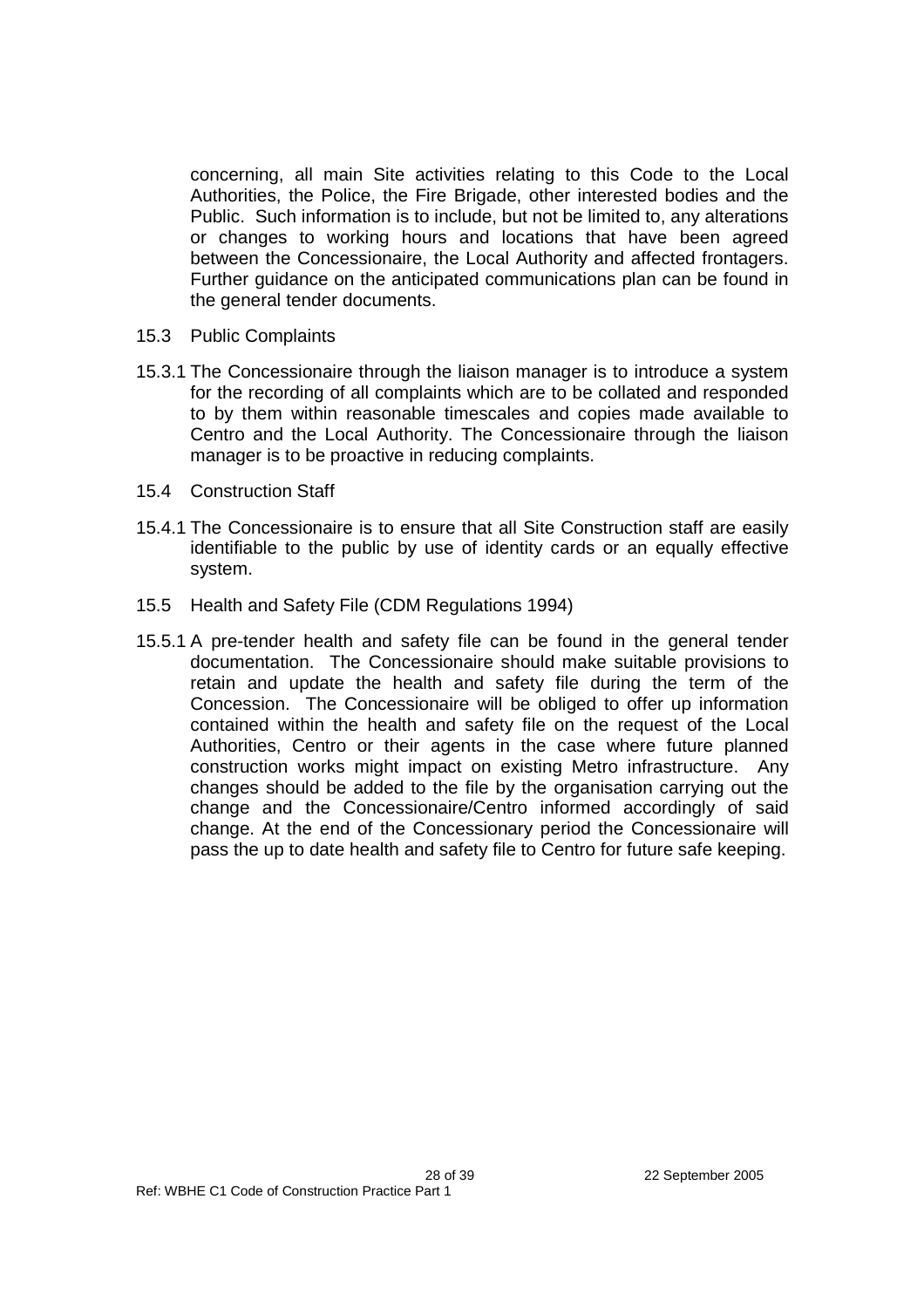concerning, all main Site activities relating to this Code to the Local Authorities, the Police, the Fire Brigade, other interested bodies and the Public. Such information is to include, but not be limited to, any alterations or changes to working hours and locations that have been agreed between the Concessionaire, the Local Authority and affected frontagers. Further guidance on the anticipated communications plan can be found in the general tender documents.

15.3 Public Complaints

15.3.1 The Concessionaire through the liaison manager is to introduce a system for the recording of all complaints which are to be collated and responded to by them within reasonable timescales and copies made available to Centro and the Local Authority. The Concessionaire through the liaison manager is to be proactive in reducing complaints.

15.4 Construction Staff

15.4.1 The Concessionaire is to ensure that all Site Construction staff are easily identifiable to the public by use of identity cards or an equally effective system.

15.5 Health and Safety File (CDM Regulations 1994)

15.5.1 A pre-tender health and safety file can be found in the general tender documentation. The Concessionaire should make suitable provisions to retain and update the health and safety file during the term of the Concession. The Concessionaire will be obliged to offer up information contained within the health and safety file on the request of the Local Authorities, Centro or their agents in the case where future planned construction works might impact on existing Metro infrastructure. Any changes should be added to the file by the organisation carrying out the change and the Concessionaire/Centro informed accordingly of said change. At the end of the Concessionary period the Concessionaire will pass the up to date health and safety file to Centro for future safe keeping.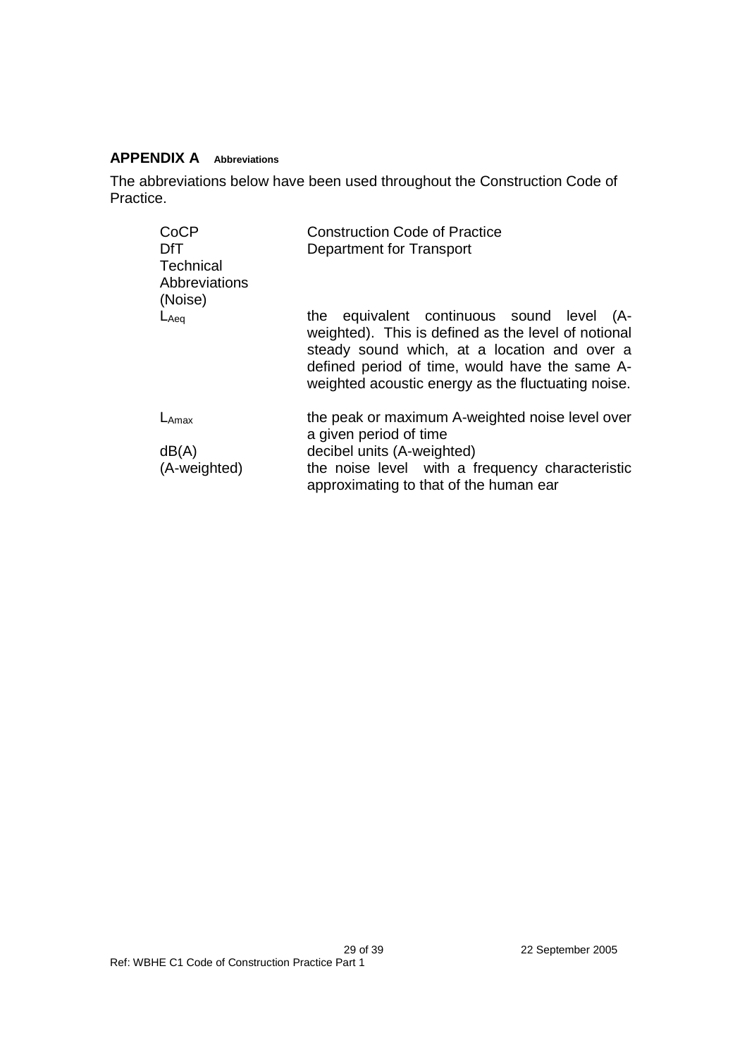## APPENDIX A Abbreviations

The abbreviations below have been used throughout the Construction Code of Practice.

| | |
|---|---|
| CoCP | Construction Code of Practice |
| DfT | Department for Transport |
| Technical Abbreviations (Noise) | |
| $L_{Aeq}$ | the equivalent continuous sound level (A-weighted). This is defined as the level of notional steady sound which, at a location and over a defined period of time, would have the same A-weighted acoustic energy as the fluctuating noise. |
| $L_{Amax}$ | the peak or maximum A-weighted noise level over a given period of time |
| dB(A) | decibel units (A-weighted) |
| (A-weighted) | the noise level with a frequency characteristic approximating to that of the human ear |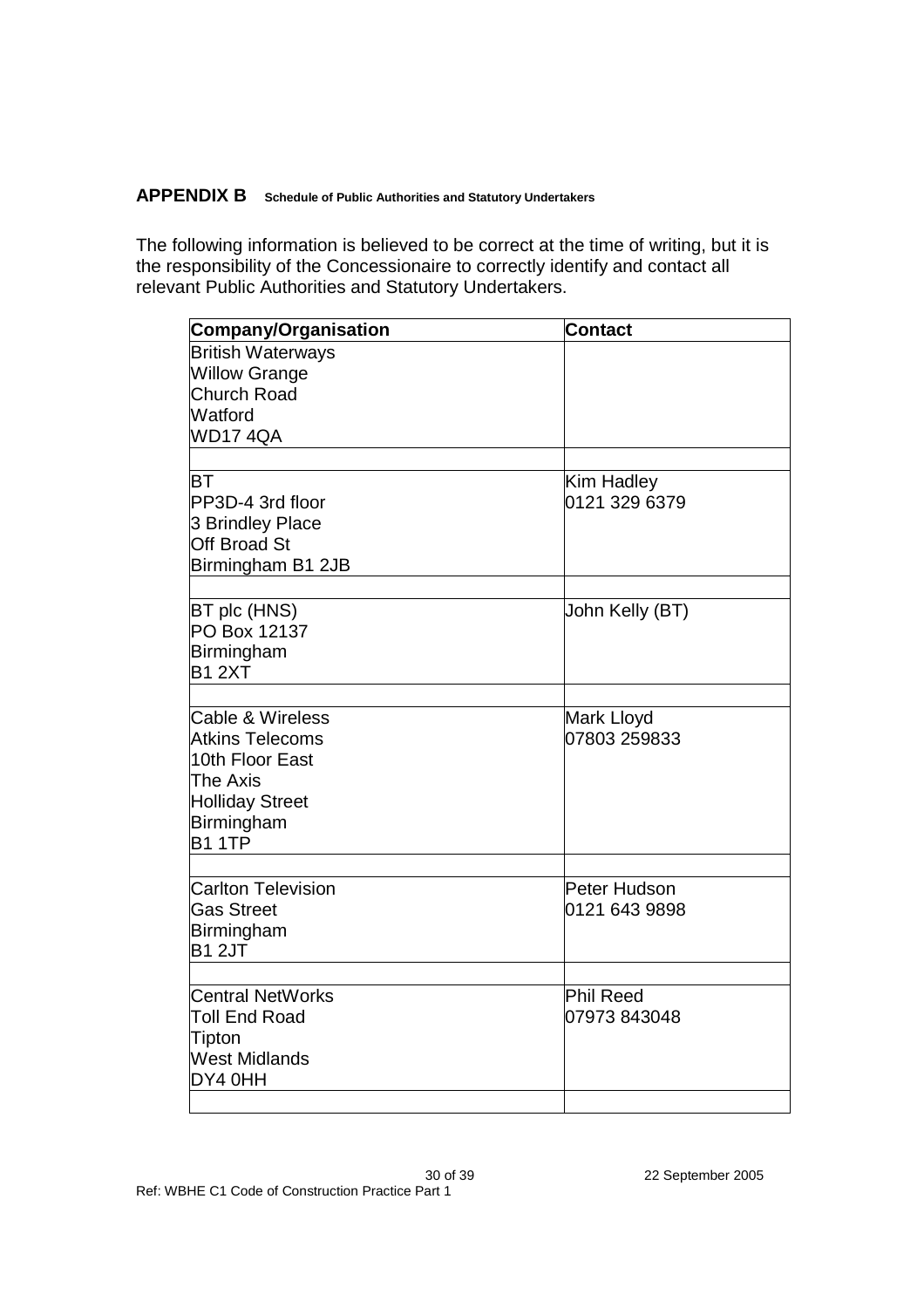## APPENDIX B Schedule of Public Authorities and Statutory Undertakers

The following information is believed to be correct at the time of writing, but it is the responsibility of the Concessionaire to correctly identify and contact all relevant Public Authorities and Statutory Undertakers.

| Company/Organisation | Contact |
|---|---|
| British Waterways<br>Willow Grange<br>Church Road<br>Watford<br>WD17 4QA | |
| | |
| BT<br>PP3D-4 3rd floor<br>3 Brindley Place<br>Off Broad St<br>Birmingham B1 2JB | Kim Hadley<br>0121 329 6379 |
| | |
| BT plc (HNS)<br>PO Box 12137<br>Birmingham<br>B1 2XT | John Kelly (BT) |
| | |
| Cable & Wireless<br>Atkins Telecoms<br>10th Floor East<br>The Axis<br>Holliday Street<br>Birmingham<br>B1 1TP | Mark Lloyd<br>07803 259833 |
| | |
| Carlton Television<br>Gas Street<br>Birmingham<br>B1 2JT | Peter Hudson<br>0121 643 9898 |
| | |
| Central NetWorks<br>Toll End Road<br>Tipton<br>West Midlands<br>DY4 0HH | Phil Reed<br>07973 843048 |
| | |

22 September 2005

Ref: WBHE C1 Code of Construction Practice Part 1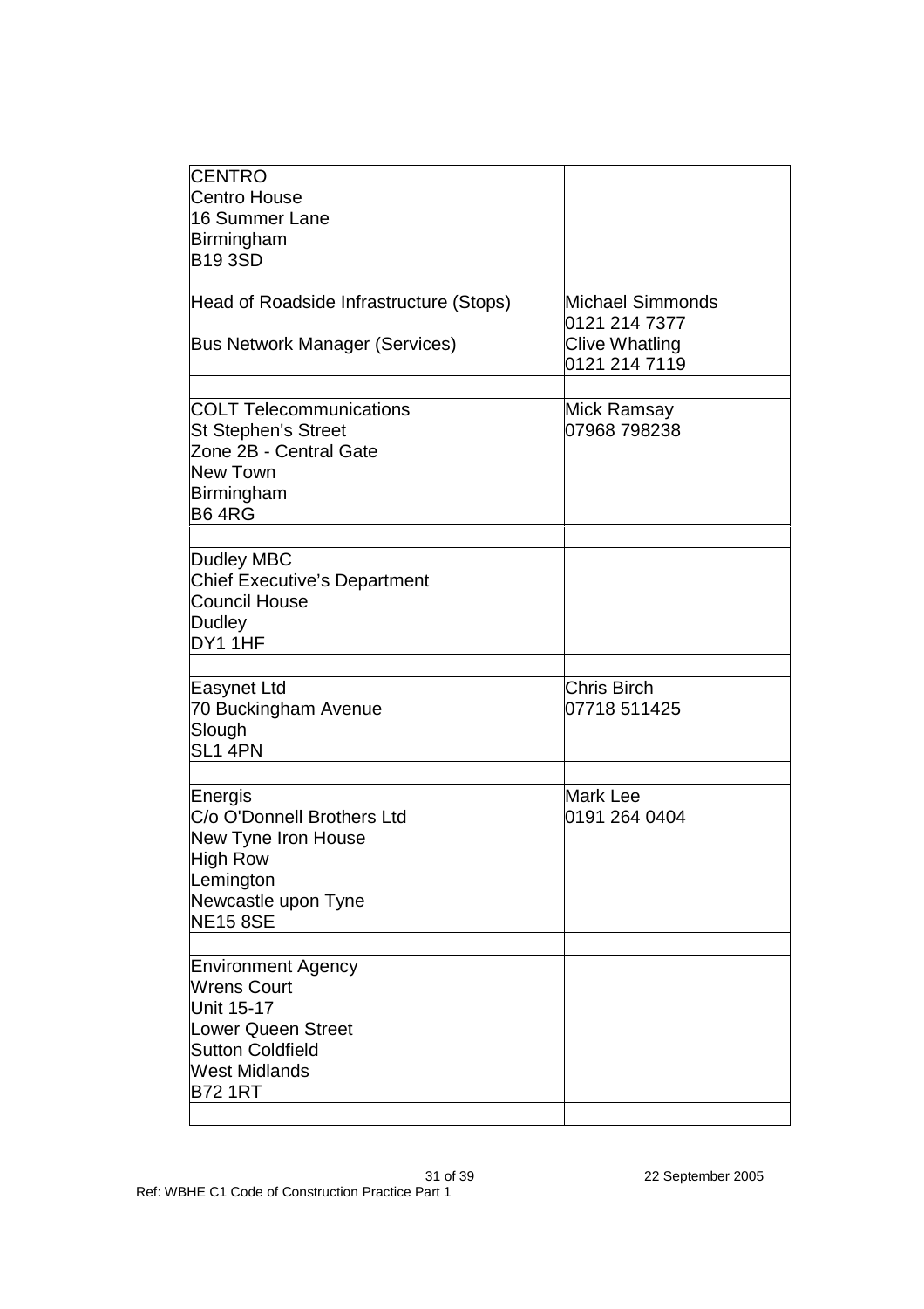| | |
|---|---|
| CENTRO<br>Centro House<br>16 Summer Lane<br>Birmingham<br>B19 3SD | |
| Head of Roadside Infrastructure (Stops) | Michael Simmonds<br>0121 214 7377 |
| Bus Network Manager (Services) | Clive Whatling<br>0121 214 7119 |
| | |
| COLT Telecommunications<br>St Stephen's Street<br>Zone 2B - Central Gate<br>New Town<br>Birmingham<br>B6 4RG | Mick Ramsay<br>07968 798238 |
| | |
| Dudley MBC<br>Chief Executive's Department<br>Council House<br>Dudley<br>DY1 1HF | |
| | |
| Easynet Ltd<br>70 Buckingham Avenue<br>Slough<br>SL1 4PN | Chris Birch<br>07718 511425 |
| | |
| Energis<br>C/o O'Donnell Brothers Ltd<br>New Tyne Iron House<br>High Row<br>Lemington<br>Newcastle upon Tyne<br>NE15 8SE | Mark Lee<br>0191 264 0404 |
| | |
| Environment Agency<br>Wrens Court<br>Unit 15-17<br>Lower Queen Street<br>Sutton Coldfield<br>West Midlands<br>B72 1RT | |
| | |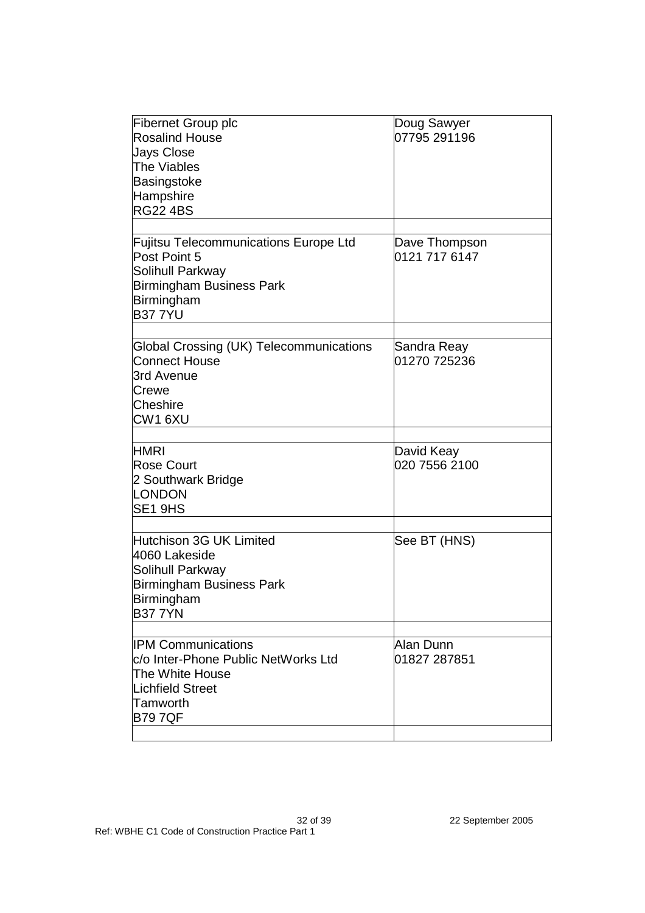| | |
|---|---|
| Fibernet Group plc<br>Rosalind House<br>Jays Close<br>The Viables<br>Basingstoke<br>Hampshire<br>RG22 4BS | Doug Sawyer<br>07795 291196 |
| | |
| Fujitsu Telecommunications Europe Ltd<br>Post Point 5<br>Solihull Parkway<br>Birmingham Business Park<br>Birmingham<br>B37 7YU | Dave Thompson<br>0121 717 6147 |
| | |
| Global Crossing (UK) Telecommunications<br>Connect House<br>3rd Avenue<br>Crewe<br>Cheshire<br>CW1 6XU | Sandra Reay<br>01270 725236 |
| | |
| HMRI<br>Rose Court<br>2 Southwark Bridge<br>LONDON<br>SE1 9HS | David Keay<br>020 7556 2100 |
| | |
| Hutchison 3G UK Limited<br>4060 Lakeside<br>Solihull Parkway<br>Birmingham Business Park<br>Birmingham<br>B37 7YN | See BT (HNS) |
| | |
| IPM Communications<br>c/o Inter-Phone Public NetWorks Ltd<br>The White House<br>Lichfield Street<br>Tamworth<br>B79 7QF | Alan Dunn<br>01827 287851 |
| | |

22 September 2005

Ref: WBHE C1 Code of Construction Practice Part 1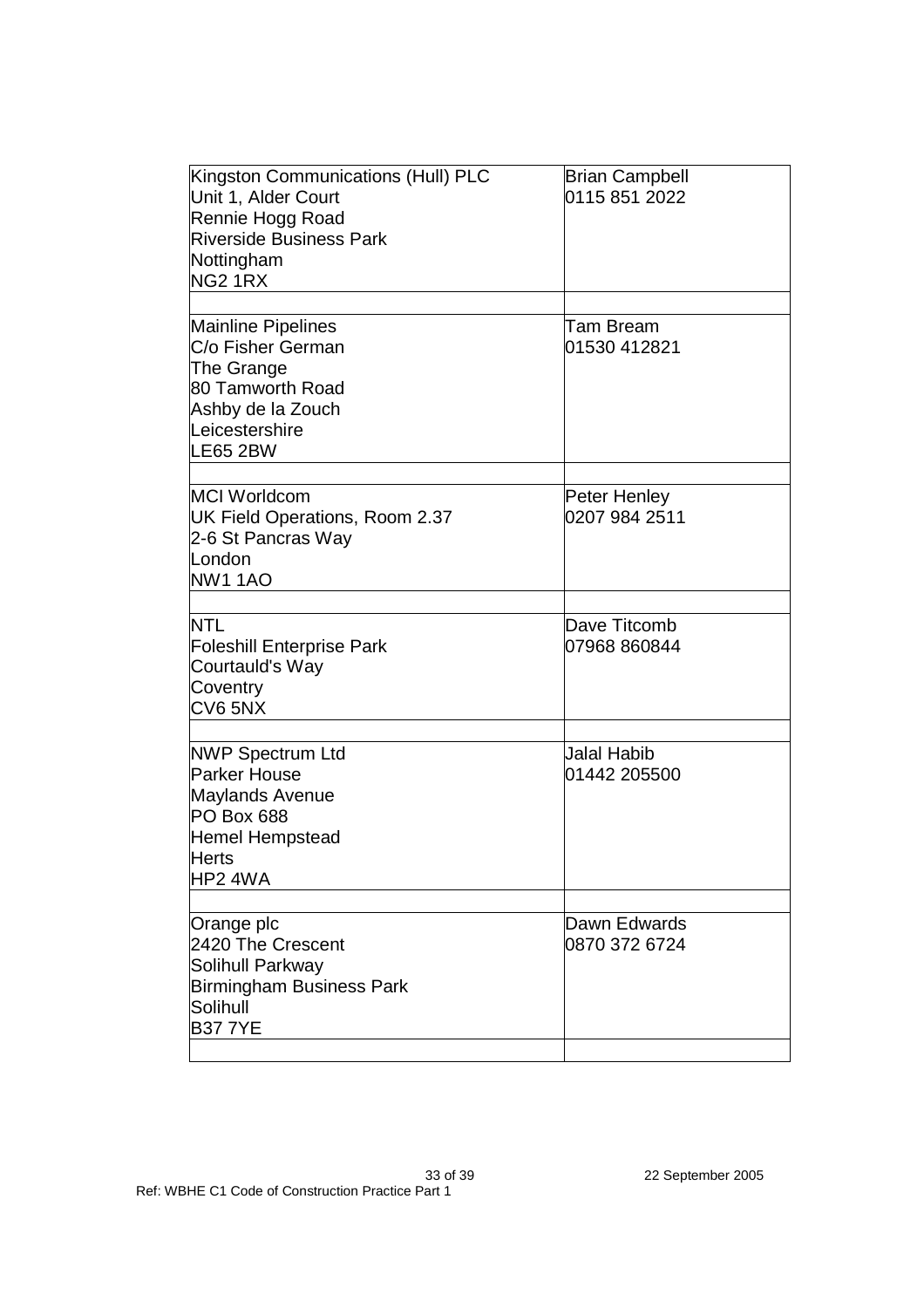| | |
|---|---|
| Kingston Communications (Hull) PLC<br>Unit 1, Alder Court<br>Rennie Hogg Road<br>Riverside Business Park<br>Nottingham<br>NG2 1RX | Brian Campbell<br>0115 851 2022 |
| | |
| Mainline Pipelines<br>C/o Fisher German<br>The Grange<br>80 Tamworth Road<br>Ashby de la Zouch<br>Leicestershire<br>LE65 2BW | Tam Bream<br>01530 412821 |
| | |
| MCI Worldcom<br>UK Field Operations, Room 2.37<br>2-6 St Pancras Way<br>London<br>NW1 1AO | Peter Henley<br>0207 984 2511 |
| | |
| NTL<br>Foleshill Enterprise Park<br>Courtauld's Way<br>Coventry<br>CV6 5NX | Dave Titcomb<br>07968 860844 |
| | |
| NWP Spectrum Ltd<br>Parker House<br>Maylands Avenue<br>PO Box 688<br>Hemel Hempstead<br>Herts<br>HP2 4WA | Jalal Habib<br>01442 205500 |
| | |
| Orange plc<br>2420 The Crescent<br>Solihull Parkway<br>Birmingham Business Park<br>Solihull<br>B37 7YE | Dawn Edwards<br>0870 372 6724 |
| | |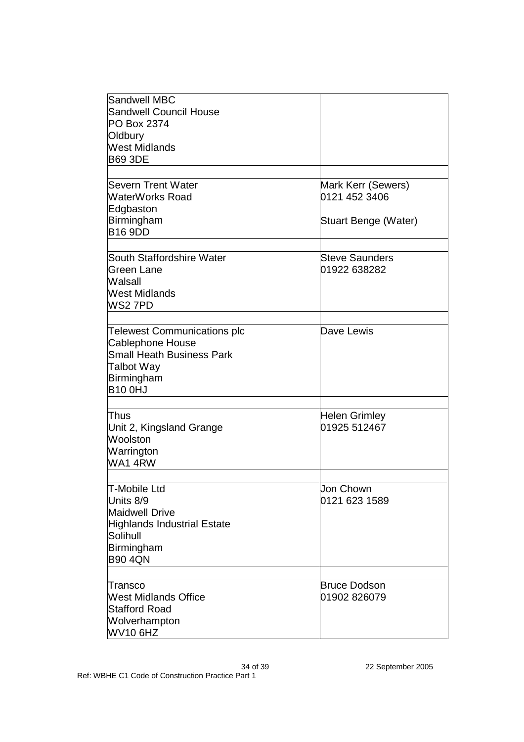| | |
|---|---|
| Sandwell MBC<br>Sandwell Council House<br>PO Box 2374<br>Oldbury<br>West Midlands<br>B69 3DE | |
| | |
| Severn Trent Water<br>WaterWorks Road<br>Edgbaston<br>Birmingham<br>B16 9DD | Mark Kerr (Sewers)<br>0121 452 3406<br><br>Stuart Benge (Water) |
| | |
| South Staffordshire Water<br>Green Lane<br>Walsall<br>West Midlands<br>WS2 7PD | Steve Saunders<br>01922 638282 |
| | |
| Telewest Communications plc<br>Cablephone House<br>Small Heath Business Park<br>Talbot Way<br>Birmingham<br>B10 0HJ | Dave Lewis |
| | |
| Thus<br>Unit 2, Kingsland Grange<br>Woolston<br>Warrington<br>WA1 4RW | Helen Grimley<br>01925 512467 |
| | |
| T-Mobile Ltd<br>Units 8/9<br>Maidwell Drive<br>Highlands Industrial Estate<br>Solihull<br>Birmingham<br>B90 4QN | Jon Chown<br>0121 623 1589 |
| | |
| Transco<br>West Midlands Office<br>Stafford Road<br>Wolverhampton<br>WV10 6HZ | Bruce Dodson<br>01902 826079 |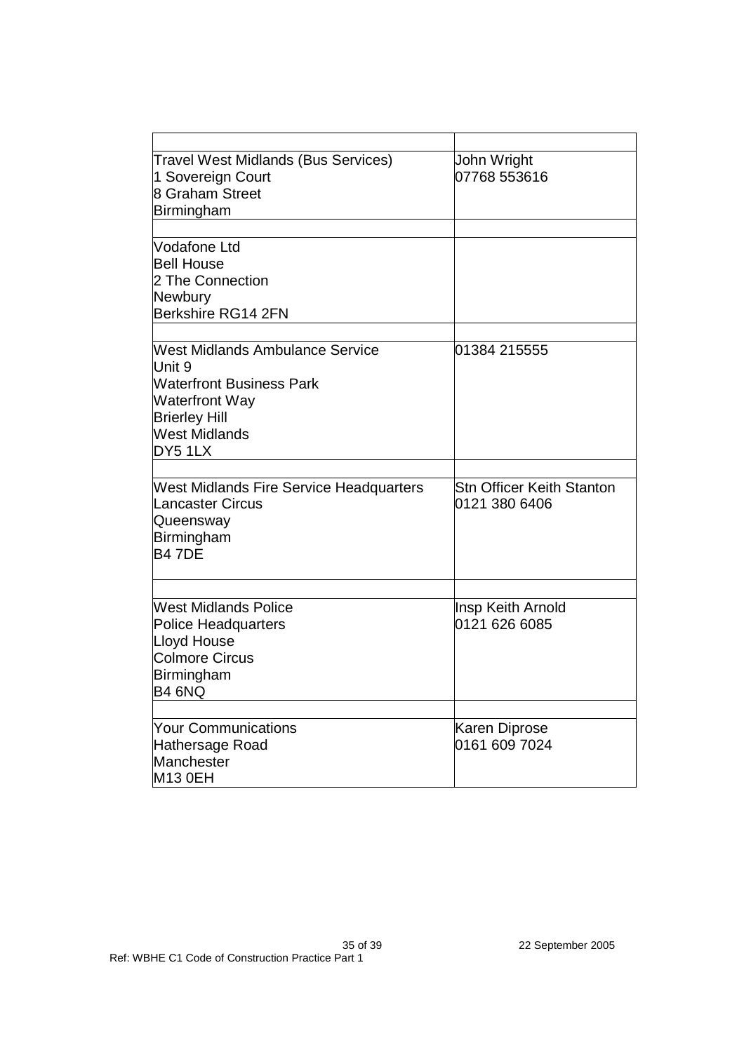| | |
|---|---|
| Travel West Midlands (Bus Services)<br>1 Sovereign Court<br>8 Graham Street<br>Birmingham | John Wright<br>07768 553616 |
| | |
| Vodafone Ltd<br>Bell House<br>2 The Connection<br>Newbury<br>Berkshire RG14 2FN | |
| | |
| West Midlands Ambulance Service<br>Unit 9<br>Waterfront Business Park<br>Waterfront Way<br>Brierley Hill<br>West Midlands<br>DY5 1LX | 01384 215555 |
| | |
| West Midlands Fire Service Headquarters<br>Lancaster Circus<br>Queensway<br>Birmingham<br>B4 7DE | Stn Officer Keith Stanton<br>0121 380 6406 |
| | |
| West Midlands Police<br>Police Headquarters<br>Lloyd House<br>Colmore Circus<br>Birmingham<br>B4 6NQ | Insp Keith Arnold<br>0121 626 6085 |
| | |
| Your Communications<br>Hathersage Road<br>Manchester<br>M13 0EH | Karen Diprose<br>0161 609 7024 |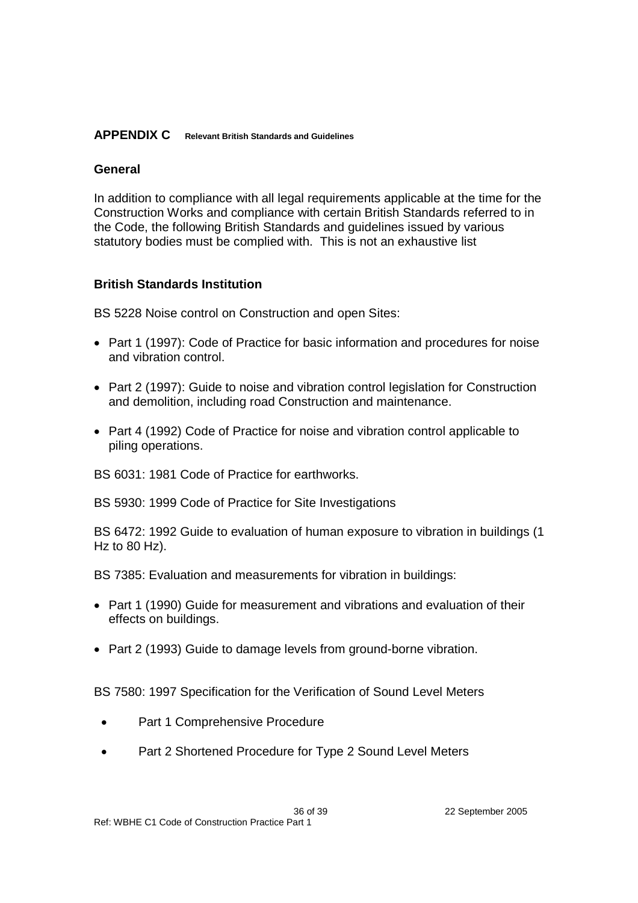## APPENDIX C Relevant British Standards and Guidelines

### General

In addition to compliance with all legal requirements applicable at the time for the Construction Works and compliance with certain British Standards referred to in the Code, the following British Standards and guidelines issued by various statutory bodies must be complied with. This is not an exhaustive list

### British Standards Institution

BS 5228 Noise control on Construction and open Sites:

- Part 1 (1997): Code of Practice for basic information and procedures for noise and vibration control.
- Part 2 (1997): Guide to noise and vibration control legislation for Construction and demolition, including road Construction and maintenance.
- Part 4 (1992) Code of Practice for noise and vibration control applicable to piling operations.

BS 6031: 1981 Code of Practice for earthworks.

BS 5930: 1999 Code of Practice for Site Investigations

BS 6472: 1992 Guide to evaluation of human exposure to vibration in buildings (1 Hz to 80 Hz).

BS 7385: Evaluation and measurements for vibration in buildings:

- Part 1 (1990) Guide for measurement and vibrations and evaluation of their effects on buildings.
- Part 2 (1993) Guide to damage levels from ground-borne vibration.

BS 7580: 1997 Specification for the Verification of Sound Level Meters

- Part 1 Comprehensive Procedure
- Part 2 Shortened Procedure for Type 2 Sound Level Meters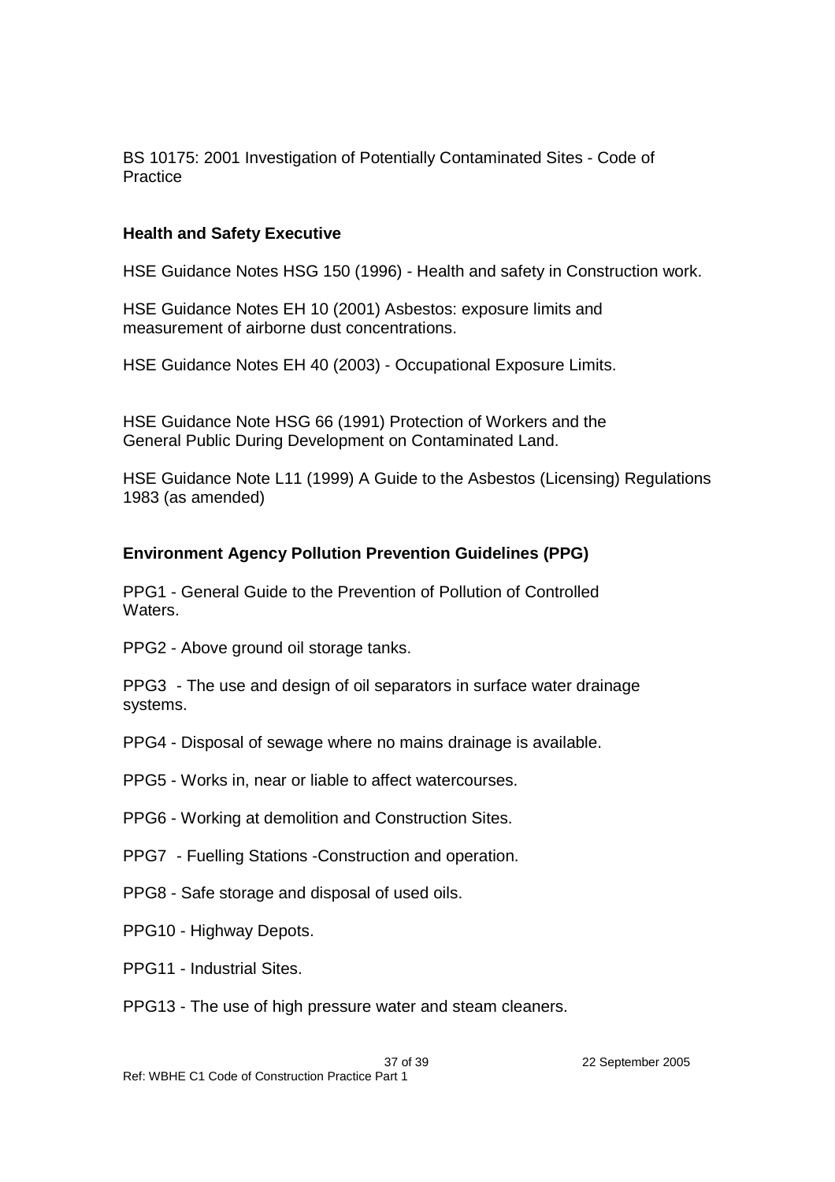BS 10175: 2001 Investigation of Potentially Contaminated Sites - Code of Practice

**Health and Safety Executive**

HSE Guidance Notes HSG 150 (1996) - Health and safety in Construction work.

HSE Guidance Notes EH 10 (2001) Asbestos: exposure limits and measurement of airborne dust concentrations.

HSE Guidance Notes EH 40 (2003) - Occupational Exposure Limits.

HSE Guidance Note HSG 66 (1991) Protection of Workers and the General Public During Development on Contaminated Land.

HSE Guidance Note L11 (1999) A Guide to the Asbestos (Licensing) Regulations 1983 (as amended)

**Environment Agency Pollution Prevention Guidelines (PPG)**

PPG1 - General Guide to the Prevention of Pollution of Controlled Waters.

PPG2 - Above ground oil storage tanks.

PPG3 - The use and design of oil separators in surface water drainage systems.

PPG4 - Disposal of sewage where no mains drainage is available.

PPG5 - Works in, near or liable to affect watercourses.

PPG6 - Working at demolition and Construction Sites.

PPG7 - Fuelling Stations -Construction and operation.

PPG8 - Safe storage and disposal of used oils.

PPG10 - Highway Depots.

PPG11 - Industrial Sites.

PPG13 - The use of high pressure water and steam cleaners.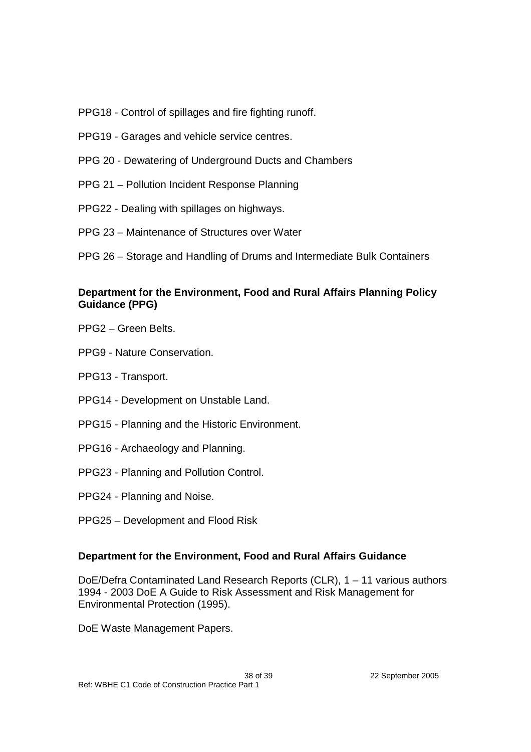PPG18 - Control of spillages and fire fighting runoff.

PPG19 - Garages and vehicle service centres.

PPG 20 - Dewatering of Underground Ducts and Chambers

PPG 21 – Pollution Incident Response Planning

PPG22 - Dealing with spillages on highways.

PPG 23 – Maintenance of Structures over Water

PPG 26 – Storage and Handling of Drums and Intermediate Bulk Containers

**Department for the Environment, Food and Rural Affairs Planning Policy Guidance (PPG)**

PPG2 – Green Belts.

PPG9 - Nature Conservation.

PPG13 - Transport.

PPG14 - Development on Unstable Land.

PPG15 - Planning and the Historic Environment.

PPG16 - Archaeology and Planning.

PPG23 - Planning and Pollution Control.

PPG24 - Planning and Noise.

PPG25 – Development and Flood Risk

**Department for the Environment, Food and Rural Affairs Guidance**

DoE/Defra Contaminated Land Research Reports (CLR), 1 – 11 various authors 1994 - 2003 DoE A Guide to Risk Assessment and Risk Management for Environmental Protection (1995).

DoE Waste Management Papers.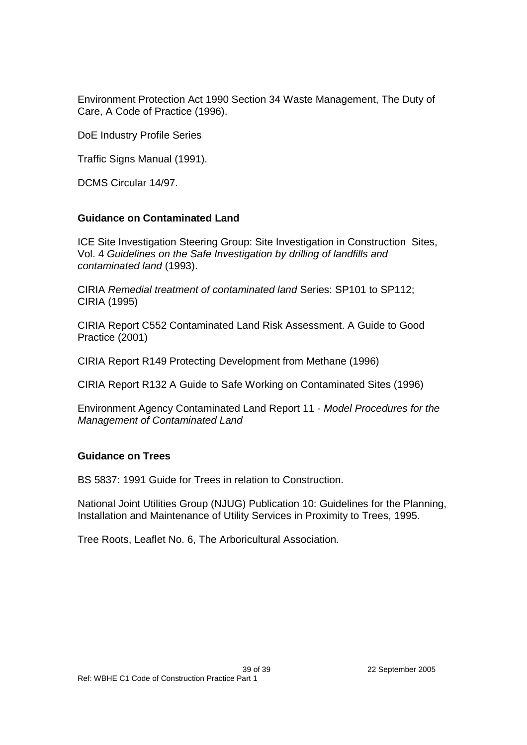Environment Protection Act 1990 Section 34 Waste Management, The Duty of Care, A Code of Practice (1996).

DoE Industry Profile Series

Traffic Signs Manual (1991).

DCMS Circular 14/97.

## Guidance on Contaminated Land

ICE Site Investigation Steering Group: Site Investigation in Construction Sites, Vol. 4 *Guidelines on the Safe Investigation by drilling of landfills and contaminated land* (1993).

CIRIA *Remedial treatment of contaminated land* Series: SP101 to SP112; CIRIA (1995)

CIRIA Report C552 Contaminated Land Risk Assessment. A Guide to Good Practice (2001)

CIRIA Report R149 Protecting Development from Methane (1996)

CIRIA Report R132 A Guide to Safe Working on Contaminated Sites (1996)

Environment Agency Contaminated Land Report 11 - *Model Procedures for the Management of Contaminated Land*

## Guidance on Trees

BS 5837: 1991 Guide for Trees in relation to Construction.

National Joint Utilities Group (NJUG) Publication 10: Guidelines for the Planning, Installation and Maintenance of Utility Services in Proximity to Trees, 1995.

Tree Roots, Leaflet No. 6, The Arboricultural Association.